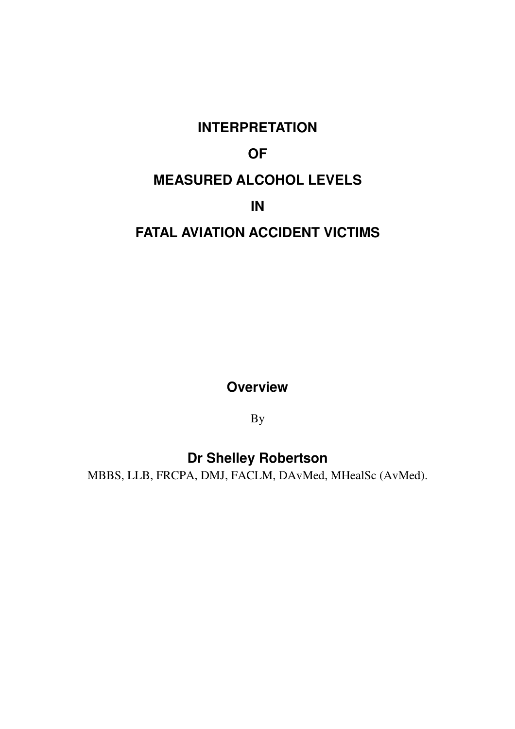# INTERPRETATION

# OF

# MEASURED ALCOHOL LEVELS

# IN

# FATAL AVIATION ACCIDENT VICTIMS

**Overview**

By

**Dr Shelley Robertson**

MBBS, LLB, FRCPA, DMJ, FACLM, DAvMed, MHealSc (AvMed).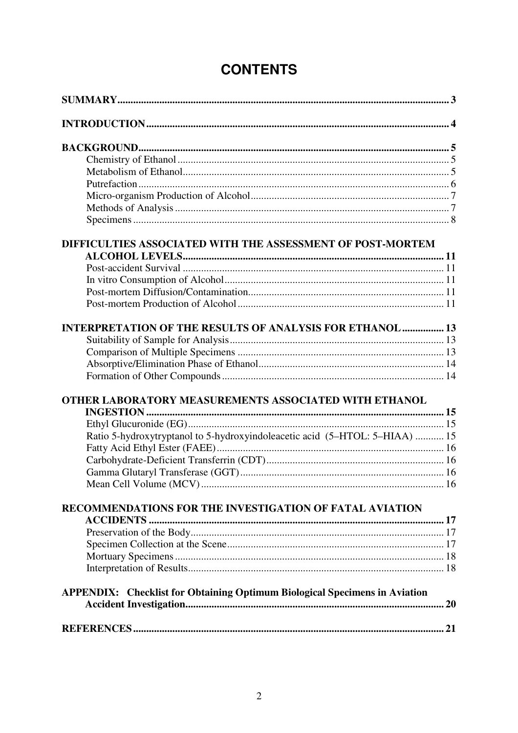# CONTENTS

**SUMMARY** ........................................................................................................................ 3

**INTRODUCTION** ................................................................................................................ 4

**BACKGROUND** .................................................................................................................. 5
- Chemistry of Ethanol ........................................................................................................ 5
- Metabolism of Ethanol ...................................................................................................... 5
- Putrefaction ...................................................................................................................... 6
- Micro-organism Production of Alcohol ............................................................................. 7
- Methods of Analysis ......................................................................................................... 7
- Specimens ........................................................................................................................ 8

**DIFFICULTIES ASSOCIATED WITH THE ASSESSMENT OF POST-MORTEM ALCOHOL LEVELS** ........................................................................................................ 11
- Post-accident Survival .................................................................................................... 11
- In vitro Consumption of Alcohol ..................................................................................... 11
- Post-mortem Diffusion/Contamination ............................................................................ 11
- Post-mortem Production of Alcohol ................................................................................ 11

**INTERPRETATION OF THE RESULTS OF ANALYSIS FOR ETHANOL** ................ 13
- Suitability of Sample for Analysis .................................................................................. 13
- Comparison of Multiple Specimens ................................................................................ 13
- Absorptive/Elimination Phase of Ethanol ....................................................................... 14
- Formation of Other Compounds ..................................................................................... 14

**OTHER LABORATORY MEASUREMENTS ASSOCIATED WITH ETHANOL INGESTION** .................................................................................................................... 15
- Ethyl Glucuronide (EG) .................................................................................................. 15
- Ratio 5-hydroxytryptanol to 5-hydroxyindoleacetic acid (5–HTOL: 5–HIAA) ............ 15
- Fatty Acid Ethyl Ester (FAEE) ....................................................................................... 16
- Carbohydrate-Deficient Transferrin (CDT) .................................................................... 16
- Gamma Glutaryl Transferase (GGT) .............................................................................. 16
- Mean Cell Volume (MCV) .............................................................................................. 16

**RECOMMENDATIONS FOR THE INVESTIGATION OF FATAL AVIATION ACCIDENTS** ................................................................................................................ 17
- Preservation of the Body ................................................................................................. 17
- Specimen Collection at the Scene ................................................................................... 17
- Mortuary Specimens ....................................................................................................... 18
- Interpretation of Results .................................................................................................. 18

**APPENDIX: Checklist for Obtaining Optimum Biological Specimens in Aviation Accident Investigation** ...................................................................................................... 20

**REFERENCES** ................................................................................................................... 21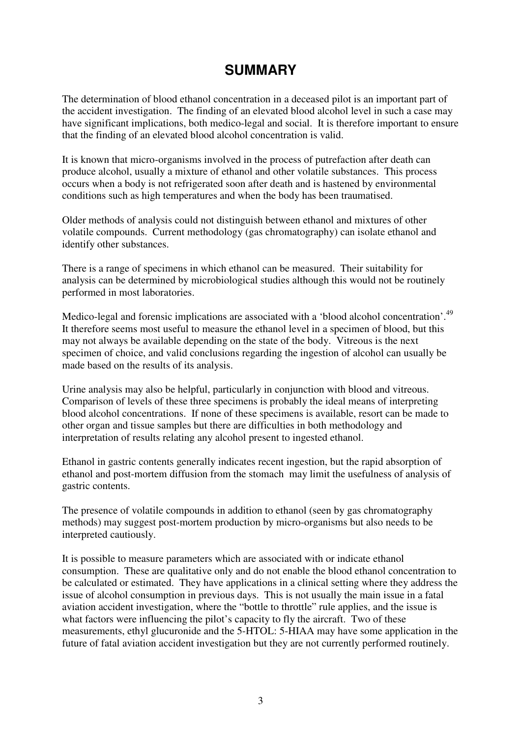# SUMMARY

The determination of blood ethanol concentration in a deceased pilot is an important part of the accident investigation. The finding of an elevated blood alcohol level in such a case may have significant implications, both medico-legal and social. It is therefore important to ensure that the finding of an elevated blood alcohol concentration is valid.

It is known that micro-organisms involved in the process of putrefaction after death can produce alcohol, usually a mixture of ethanol and other volatile substances. This process occurs when a body is not refrigerated soon after death and is hastened by environmental conditions such as high temperatures and when the body has been traumatised.

Older methods of analysis could not distinguish between ethanol and mixtures of other volatile compounds. Current methodology (gas chromatography) can isolate ethanol and identify other substances.

There is a range of specimens in which ethanol can be measured. Their suitability for analysis can be determined by microbiological studies although this would not be routinely performed in most laboratories.

Medico-legal and forensic implications are associated with a 'blood alcohol concentration'.[49] It therefore seems most useful to measure the ethanol level in a specimen of blood, but this may not always be available depending on the state of the body. Vitreous is the next specimen of choice, and valid conclusions regarding the ingestion of alcohol can usually be made based on the results of its analysis.

Urine analysis may also be helpful, particularly in conjunction with blood and vitreous. Comparison of levels of these three specimens is probably the ideal means of interpreting blood alcohol concentrations. If none of these specimens is available, resort can be made to other organ and tissue samples but there are difficulties in both methodology and interpretation of results relating any alcohol present to ingested ethanol.

Ethanol in gastric contents generally indicates recent ingestion, but the rapid absorption of ethanol and post-mortem diffusion from the stomach may limit the usefulness of analysis of gastric contents.

The presence of volatile compounds in addition to ethanol (seen by gas chromatography methods) may suggest post-mortem production by micro-organisms but also needs to be interpreted cautiously.

It is possible to measure parameters which are associated with or indicate ethanol consumption. These are qualitative only and do not enable the blood ethanol concentration to be calculated or estimated. They have applications in a clinical setting where they address the issue of alcohol consumption in previous days. This is not usually the main issue in a fatal aviation accident investigation, where the "bottle to throttle" rule applies, and the issue is what factors were influencing the pilot's capacity to fly the aircraft. Two of these measurements, ethyl glucuronide and the 5-HTOL: 5-HIAA may have some application in the future of fatal aviation accident investigation but they are not currently performed routinely.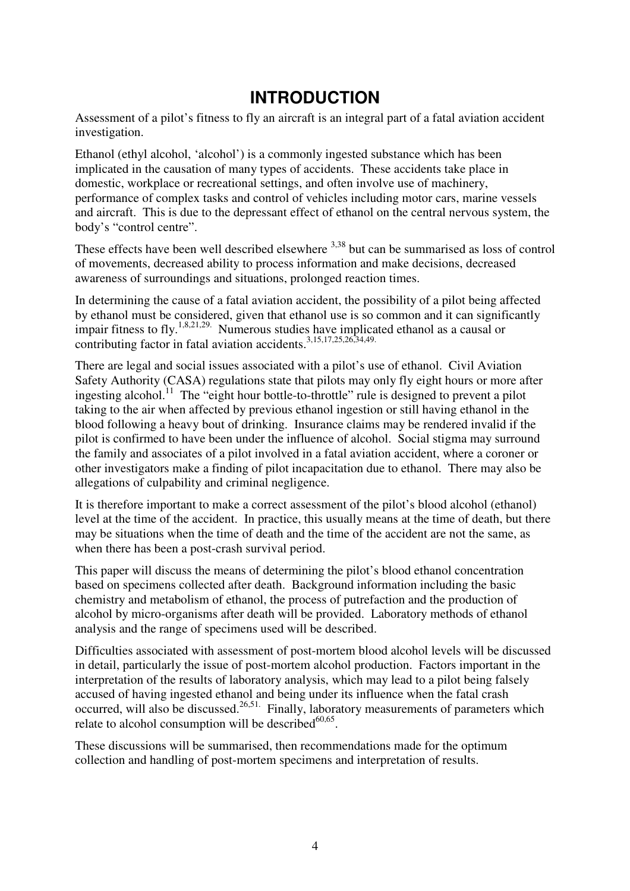# INTRODUCTION

Assessment of a pilot's fitness to fly an aircraft is an integral part of a fatal aviation accident investigation.

Ethanol (ethyl alcohol, 'alcohol') is a commonly ingested substance which has been implicated in the causation of many types of accidents. These accidents take place in domestic, workplace or recreational settings, and often involve use of machinery, performance of complex tasks and control of vehicles including motor cars, marine vessels and aircraft. This is due to the depressant effect of ethanol on the central nervous system, the body's "control centre".

These effects have been well described elsewhere [3,38] but can be summarised as loss of control of movements, decreased ability to process information and make decisions, decreased awareness of surroundings and situations, prolonged reaction times.

In determining the cause of a fatal aviation accident, the possibility of a pilot being affected by ethanol must be considered, given that ethanol use is so common and it can significantly impair fitness to fly.[1,8,21,29.] Numerous studies have implicated ethanol as a causal or contributing factor in fatal aviation accidents.[3,15,17,25,26,34,49.]

There are legal and social issues associated with a pilot's use of ethanol. Civil Aviation Safety Authority (CASA) regulations state that pilots may only fly eight hours or more after ingesting alcohol.[11] The "eight hour bottle-to-throttle" rule is designed to prevent a pilot taking to the air when affected by previous ethanol ingestion or still having ethanol in the blood following a heavy bout of drinking. Insurance claims may be rendered invalid if the pilot is confirmed to have been under the influence of alcohol. Social stigma may surround the family and associates of a pilot involved in a fatal aviation accident, where a coroner or other investigators make a finding of pilot incapacitation due to ethanol. There may also be allegations of culpability and criminal negligence.

It is therefore important to make a correct assessment of the pilot's blood alcohol (ethanol) level at the time of the accident. In practice, this usually means at the time of death, but there may be situations when the time of death and the time of the accident are not the same, as when there has been a post-crash survival period.

This paper will discuss the means of determining the pilot's blood ethanol concentration based on specimens collected after death. Background information including the basic chemistry and metabolism of ethanol, the process of putrefaction and the production of alcohol by micro-organisms after death will be provided. Laboratory methods of ethanol analysis and the range of specimens used will be described.

Difficulties associated with assessment of post-mortem blood alcohol levels will be discussed in detail, particularly the issue of post-mortem alcohol production. Factors important in the interpretation of the results of laboratory analysis, which may lead to a pilot being falsely accused of having ingested ethanol and being under its influence when the fatal crash occurred, will also be discussed.[26,51.] Finally, laboratory measurements of parameters which relate to alcohol consumption will be described[60,65].

These discussions will be summarised, then recommendations made for the optimum collection and handling of post-mortem specimens and interpretation of results.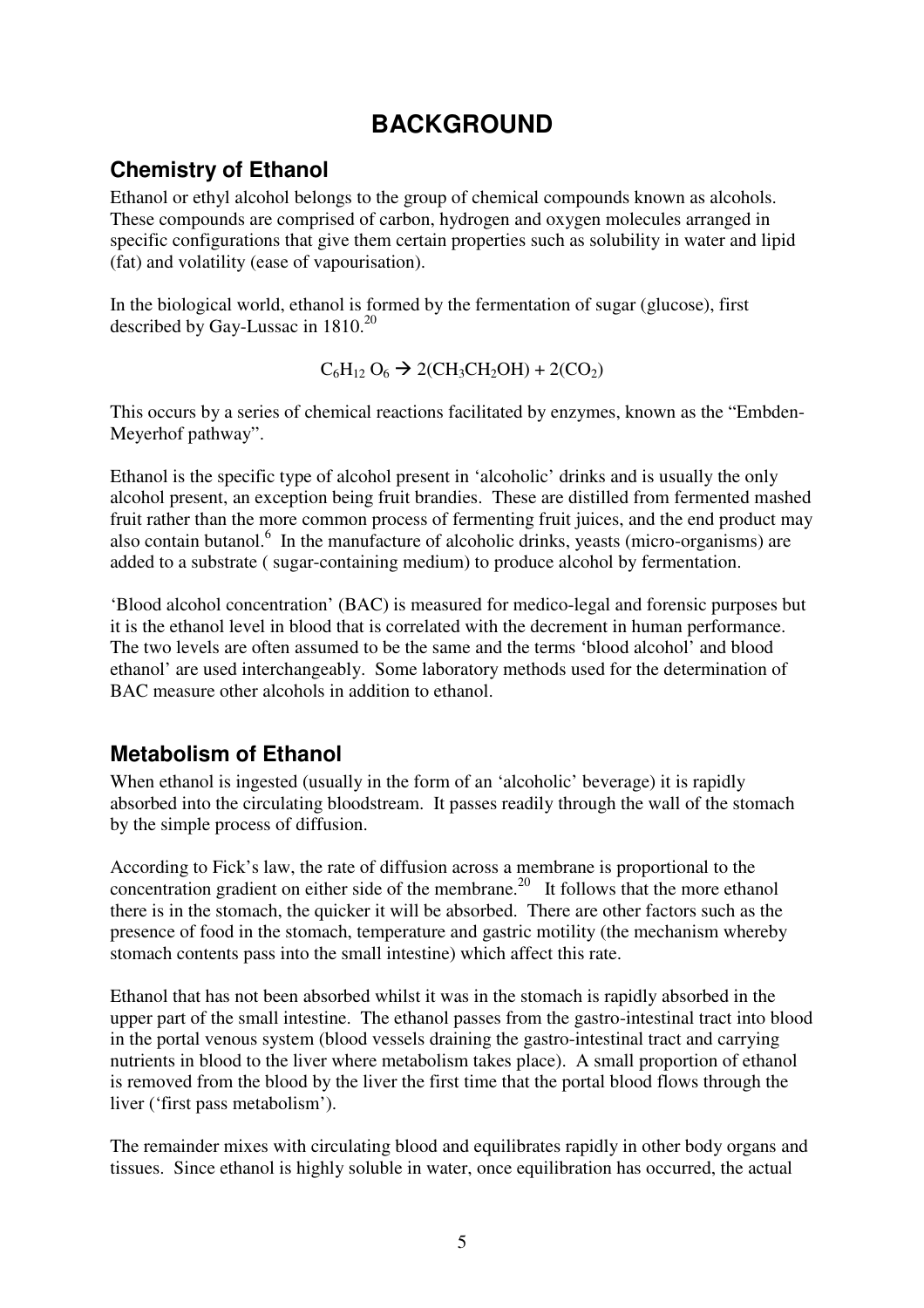# BACKGROUND

## Chemistry of Ethanol

Ethanol or ethyl alcohol belongs to the group of chemical compounds known as alcohols. These compounds are comprised of carbon, hydrogen and oxygen molecules arranged in specific configurations that give them certain properties such as solubility in water and lipid (fat) and volatility (ease of vapourisation).

In the biological world, ethanol is formed by the fermentation of sugar (glucose), first described by Gay-Lussac in 1810.[20]

$$C_6H_{12}O_6 \rightarrow 2(CH_3CH_2OH) + 2(CO_2)$$

This occurs by a series of chemical reactions facilitated by enzymes, known as the "Embden-Meyerhof pathway".

Ethanol is the specific type of alcohol present in 'alcoholic' drinks and is usually the only alcohol present, an exception being fruit brandies. These are distilled from fermented mashed fruit rather than the more common process of fermenting fruit juices, and the end product may also contain butanol.[6] In the manufacture of alcoholic drinks, yeasts (micro-organisms) are added to a substrate ( sugar-containing medium) to produce alcohol by fermentation.

'Blood alcohol concentration' (BAC) is measured for medico-legal and forensic purposes but it is the ethanol level in blood that is correlated with the decrement in human performance. The two levels are often assumed to be the same and the terms 'blood alcohol' and blood ethanol' are used interchangeably. Some laboratory methods used for the determination of BAC measure other alcohols in addition to ethanol.

## Metabolism of Ethanol

When ethanol is ingested (usually in the form of an 'alcoholic' beverage) it is rapidly absorbed into the circulating bloodstream. It passes readily through the wall of the stomach by the simple process of diffusion.

According to Fick's law, the rate of diffusion across a membrane is proportional to the concentration gradient on either side of the membrane.[20] It follows that the more ethanol there is in the stomach, the quicker it will be absorbed. There are other factors such as the presence of food in the stomach, temperature and gastric motility (the mechanism whereby stomach contents pass into the small intestine) which affect this rate.

Ethanol that has not been absorbed whilst it was in the stomach is rapidly absorbed in the upper part of the small intestine. The ethanol passes from the gastro-intestinal tract into blood in the portal venous system (blood vessels draining the gastro-intestinal tract and carrying nutrients in blood to the liver where metabolism takes place). A small proportion of ethanol is removed from the blood by the liver the first time that the portal blood flows through the liver ('first pass metabolism').

The remainder mixes with circulating blood and equilibrates rapidly in other body organs and tissues. Since ethanol is highly soluble in water, once equilibration has occurred, the actual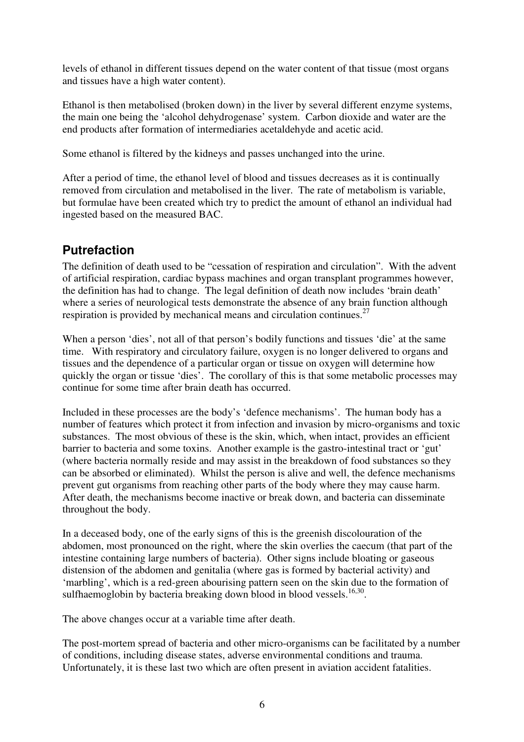levels of ethanol in different tissues depend on the water content of that tissue (most organs and tissues have a high water content).

Ethanol is then metabolised (broken down) in the liver by several different enzyme systems, the main one being the 'alcohol dehydrogenase' system. Carbon dioxide and water are the end products after formation of intermediaries acetaldehyde and acetic acid.

Some ethanol is filtered by the kidneys and passes unchanged into the urine.

After a period of time, the ethanol level of blood and tissues decreases as it is continually removed from circulation and metabolised in the liver. The rate of metabolism is variable, but formulae have been created which try to predict the amount of ethanol an individual had ingested based on the measured BAC.

## Putrefaction

The definition of death used to be "cessation of respiration and circulation". With the advent of artificial respiration, cardiac bypass machines and organ transplant programmes however, the definition has had to change. The legal definition of death now includes 'brain death' where a series of neurological tests demonstrate the absence of any brain function although respiration is provided by mechanical means and circulation continues.[27]

When a person 'dies', not all of that person's bodily functions and tissues 'die' at the same time. With respiratory and circulatory failure, oxygen is no longer delivered to organs and tissues and the dependence of a particular organ or tissue on oxygen will determine how quickly the organ or tissue 'dies'. The corollary of this is that some metabolic processes may continue for some time after brain death has occurred.

Included in these processes are the body's 'defence mechanisms'. The human body has a number of features which protect it from infection and invasion by micro-organisms and toxic substances. The most obvious of these is the skin, which, when intact, provides an efficient barrier to bacteria and some toxins. Another example is the gastro-intestinal tract or 'gut' (where bacteria normally reside and may assist in the breakdown of food substances so they can be absorbed or eliminated). Whilst the person is alive and well, the defence mechanisms prevent gut organisms from reaching other parts of the body where they may cause harm. After death, the mechanisms become inactive or break down, and bacteria can disseminate throughout the body.

In a deceased body, one of the early signs of this is the greenish discolouration of the abdomen, most pronounced on the right, where the skin overlies the caecum (that part of the intestine containing large numbers of bacteria). Other signs include bloating or gaseous distension of the abdomen and genitalia (where gas is formed by bacterial activity) and 'marbling', which is a red-green abourising pattern seen on the skin due to the formation of sulfhaemoglobin by bacteria breaking down blood in blood vessels.[16,30].

The above changes occur at a variable time after death.

The post-mortem spread of bacteria and other micro-organisms can be facilitated by a number of conditions, including disease states, adverse environmental conditions and trauma. Unfortunately, it is these last two which are often present in aviation accident fatalities.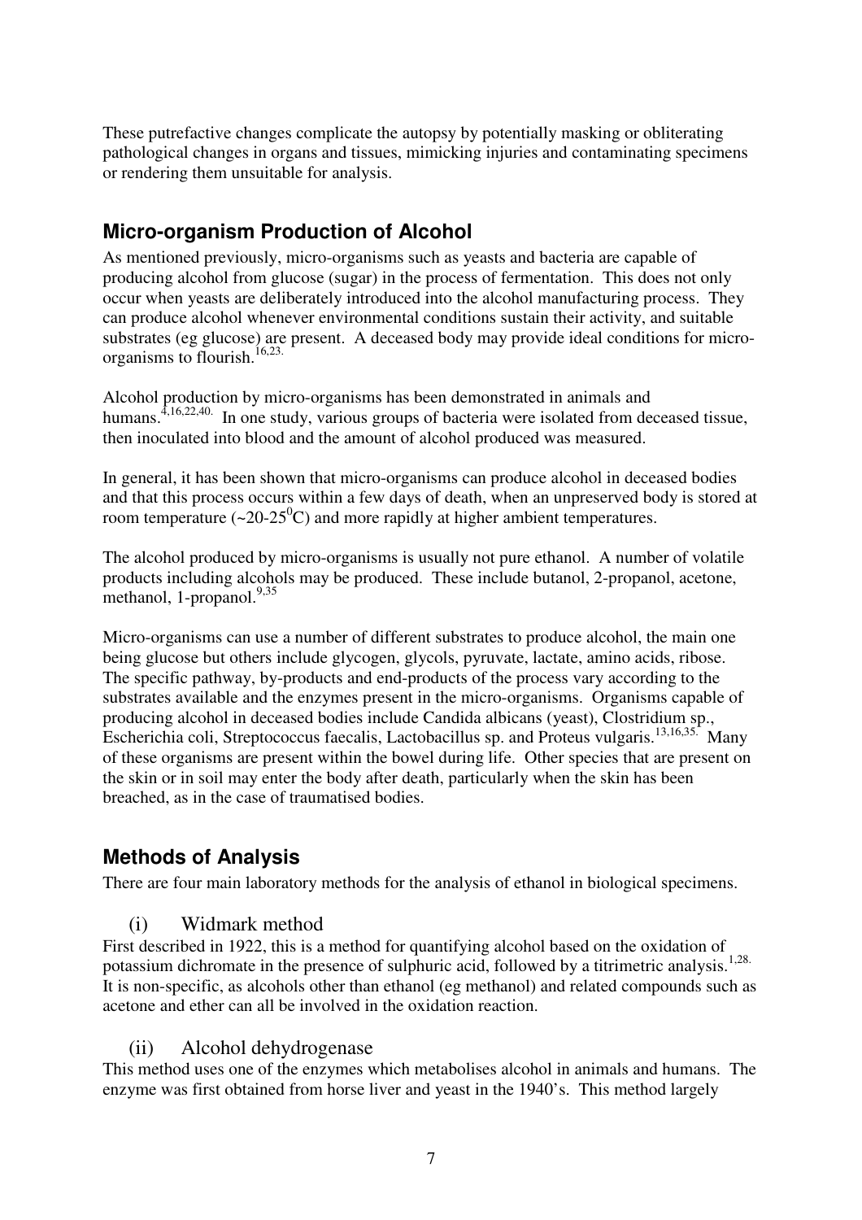These putrefactive changes complicate the autopsy by potentially masking or obliterating pathological changes in organs and tissues, mimicking injuries and contaminating specimens or rendering them unsuitable for analysis.

## Micro-organism Production of Alcohol

As mentioned previously, micro-organisms such as yeasts and bacteria are capable of producing alcohol from glucose (sugar) in the process of fermentation. This does not only occur when yeasts are deliberately introduced into the alcohol manufacturing process. They can produce alcohol whenever environmental conditions sustain their activity, and suitable substrates (eg glucose) are present. A deceased body may provide ideal conditions for micro-organisms to flourish.[16,23.]

Alcohol production by micro-organisms has been demonstrated in animals and humans.[4,16,22,40.] In one study, various groups of bacteria were isolated from deceased tissue, then inoculated into blood and the amount of alcohol produced was measured.

In general, it has been shown that micro-organisms can produce alcohol in deceased bodies and that this process occurs within a few days of death, when an unpreserved body is stored at room temperature (~20-25$^{0}$C) and more rapidly at higher ambient temperatures.

The alcohol produced by micro-organisms is usually not pure ethanol. A number of volatile products including alcohols may be produced. These include butanol, 2-propanol, acetone, methanol, 1-propanol.[9,35]

Micro-organisms can use a number of different substrates to produce alcohol, the main one being glucose but others include glycogen, glycols, pyruvate, lactate, amino acids, ribose. The specific pathway, by-products and end-products of the process vary according to the substrates available and the enzymes present in the micro-organisms. Organisms capable of producing alcohol in deceased bodies include Candida albicans (yeast), Clostridium sp., Escherichia coli, Streptococcus faecalis, Lactobacillus sp. and Proteus vulgaris.[13,16,35.] Many of these organisms are present within the bowel during life. Other species that are present on the skin or in soil may enter the body after death, particularly when the skin has been breached, as in the case of traumatised bodies.

## Methods of Analysis

There are four main laboratory methods for the analysis of ethanol in biological specimens.

### (i) Widmark method

First described in 1922, this is a method for quantifying alcohol based on the oxidation of potassium dichromate in the presence of sulphuric acid, followed by a titrimetric analysis.[1,28.] It is non-specific, as alcohols other than ethanol (eg methanol) and related compounds such as acetone and ether can all be involved in the oxidation reaction.

### (ii) Alcohol dehydrogenase

This method uses one of the enzymes which metabolises alcohol in animals and humans. The enzyme was first obtained from horse liver and yeast in the 1940's. This method largely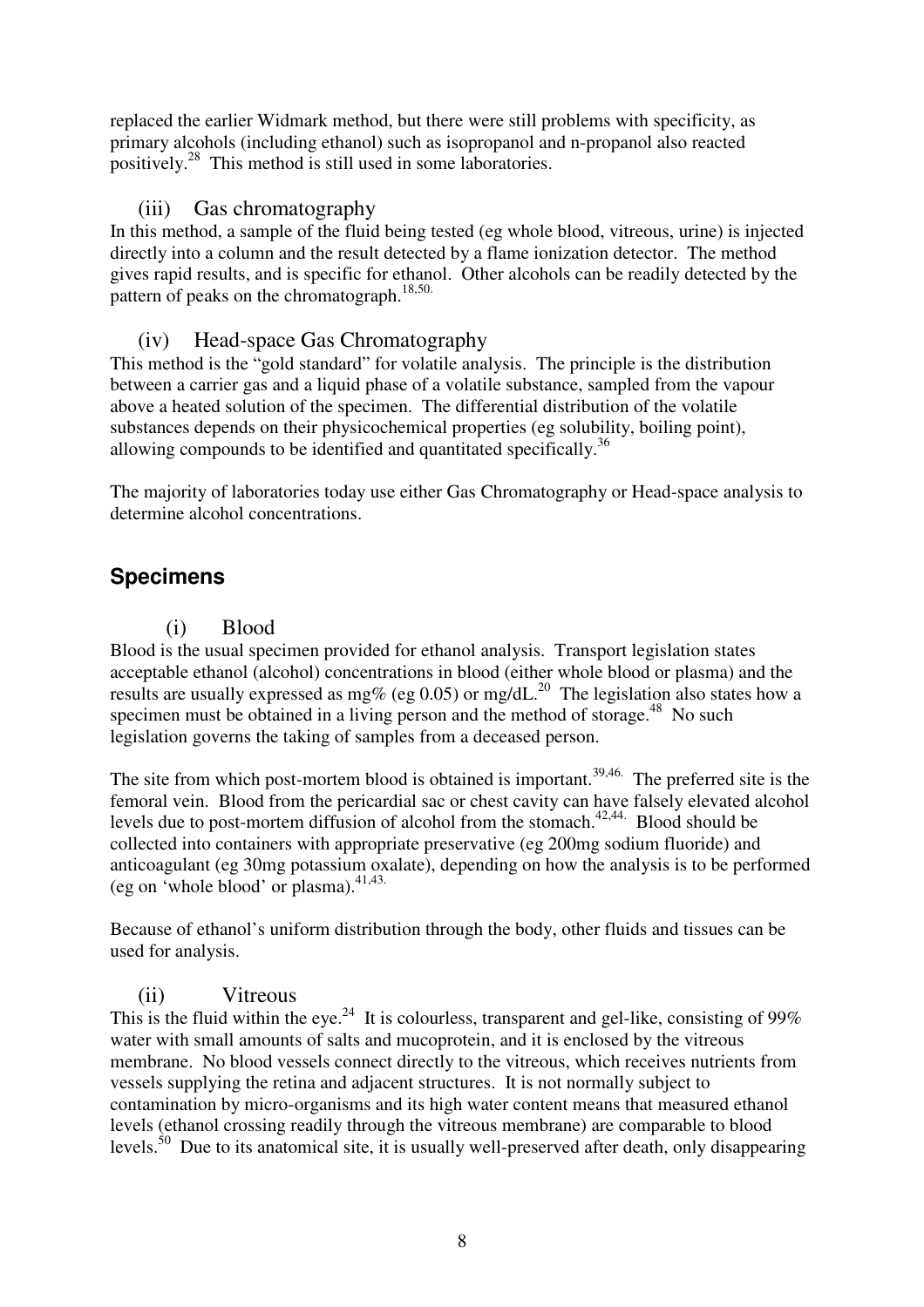replaced the earlier Widmark method, but there were still problems with specificity, as primary alcohols (including ethanol) such as isopropanol and n-propanol also reacted positively.[28] This method is still used in some laboratories.

### (iii) Gas chromatography

In this method, a sample of the fluid being tested (eg whole blood, vitreous, urine) is injected directly into a column and the result detected by a flame ionization detector. The method gives rapid results, and is specific for ethanol. Other alcohols can be readily detected by the pattern of peaks on the chromatograph.[18,50.]

### (iv) Head-space Gas Chromatography

This method is the "gold standard" for volatile analysis. The principle is the distribution between a carrier gas and a liquid phase of a volatile substance, sampled from the vapour above a heated solution of the specimen. The differential distribution of the volatile substances depends on their physicochemical properties (eg solubility, boiling point), allowing compounds to be identified and quantitated specifically.[36]

The majority of laboratories today use either Gas Chromatography or Head-space analysis to determine alcohol concentrations.

## Specimens

### (i) Blood

Blood is the usual specimen provided for ethanol analysis. Transport legislation states acceptable ethanol (alcohol) concentrations in blood (either whole blood or plasma) and the results are usually expressed as mg% (eg 0.05) or mg/dL.[20] The legislation also states how a specimen must be obtained in a living person and the method of storage.[48] No such legislation governs the taking of samples from a deceased person.

The site from which post-mortem blood is obtained is important.[39,46.] The preferred site is the femoral vein. Blood from the pericardial sac or chest cavity can have falsely elevated alcohol levels due to post-mortem diffusion of alcohol from the stomach.[42,44.] Blood should be collected into containers with appropriate preservative (eg 200mg sodium fluoride) and anticoagulant (eg 30mg potassium oxalate), depending on how the analysis is to be performed (eg on 'whole blood' or plasma).[41,43.]

Because of ethanol's uniform distribution through the body, other fluids and tissues can be used for analysis.

### (ii) Vitreous

This is the fluid within the eye.[24] It is colourless, transparent and gel-like, consisting of 99% water with small amounts of salts and mucoprotein, and it is enclosed by the vitreous membrane. No blood vessels connect directly to the vitreous, which receives nutrients from vessels supplying the retina and adjacent structures. It is not normally subject to contamination by micro-organisms and its high water content means that measured ethanol levels (ethanol crossing readily through the vitreous membrane) are comparable to blood levels.[50] Due to its anatomical site, it is usually well-preserved after death, only disappearing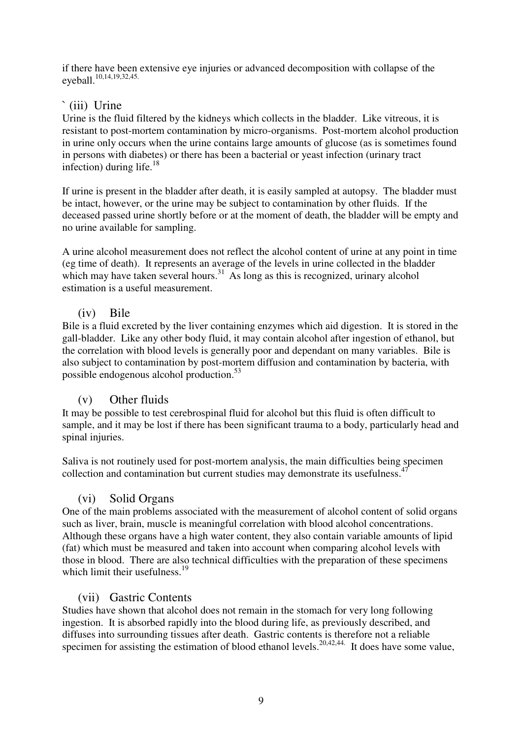if there have been extensive eye injuries or advanced decomposition with collapse of the eyeball.[10,14,19,32,45.]

### ` (iii) Urine

Urine is the fluid filtered by the kidneys which collects in the bladder. Like vitreous, it is resistant to post-mortem contamination by micro-organisms. Post-mortem alcohol production in urine only occurs when the urine contains large amounts of glucose (as is sometimes found in persons with diabetes) or there has been a bacterial or yeast infection (urinary tract infection) during life.[18]

If urine is present in the bladder after death, it is easily sampled at autopsy. The bladder must be intact, however, or the urine may be subject to contamination by other fluids. If the deceased passed urine shortly before or at the moment of death, the bladder will be empty and no urine available for sampling.

A urine alcohol measurement does not reflect the alcohol content of urine at any point in time (eg time of death). It represents an average of the levels in urine collected in the bladder which may have taken several hours.[31] As long as this is recognized, urinary alcohol estimation is a useful measurement.

### (iv) Bile

Bile is a fluid excreted by the liver containing enzymes which aid digestion. It is stored in the gall-bladder. Like any other body fluid, it may contain alcohol after ingestion of ethanol, but the correlation with blood levels is generally poor and dependant on many variables. Bile is also subject to contamination by post-mortem diffusion and contamination by bacteria, with possible endogenous alcohol production.[53]

### (v) Other fluids

It may be possible to test cerebrospinal fluid for alcohol but this fluid is often difficult to sample, and it may be lost if there has been significant trauma to a body, particularly head and spinal injuries.

Saliva is not routinely used for post-mortem analysis, the main difficulties being specimen collection and contamination but current studies may demonstrate its usefulness.[47]

### (vi) Solid Organs

One of the main problems associated with the measurement of alcohol content of solid organs such as liver, brain, muscle is meaningful correlation with blood alcohol concentrations. Although these organs have a high water content, they also contain variable amounts of lipid (fat) which must be measured and taken into account when comparing alcohol levels with those in blood. There are also technical difficulties with the preparation of these specimens which limit their usefulness.[19]

### (vii) Gastric Contents

Studies have shown that alcohol does not remain in the stomach for very long following ingestion. It is absorbed rapidly into the blood during life, as previously described, and diffuses into surrounding tissues after death. Gastric contents is therefore not a reliable specimen for assisting the estimation of blood ethanol levels.[20,42,44.] It does have some value,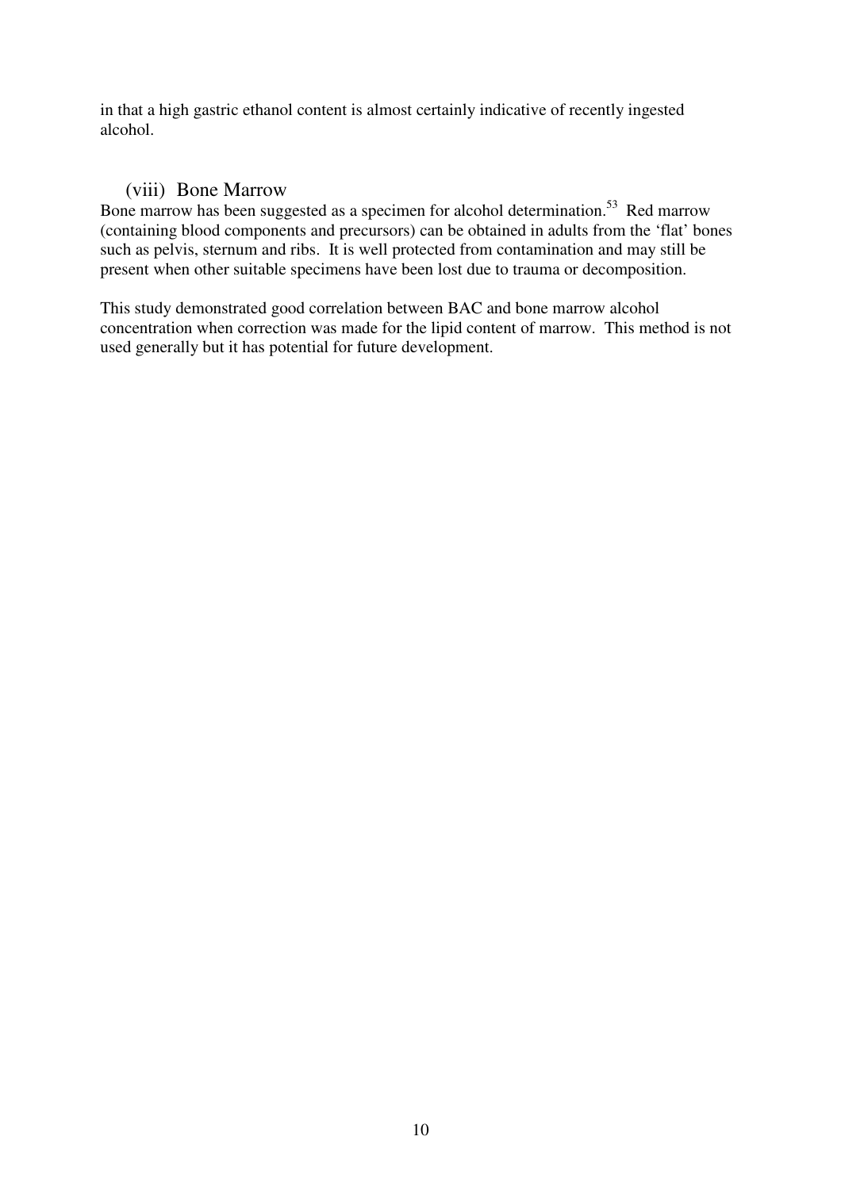in that a high gastric ethanol content is almost certainly indicative of recently ingested alcohol.

### (viii) Bone Marrow

Bone marrow has been suggested as a specimen for alcohol determination.[53] Red marrow (containing blood components and precursors) can be obtained in adults from the 'flat' bones such as pelvis, sternum and ribs. It is well protected from contamination and may still be present when other suitable specimens have been lost due to trauma or decomposition.

This study demonstrated good correlation between BAC and bone marrow alcohol concentration when correction was made for the lipid content of marrow. This method is not used generally but it has potential for future development.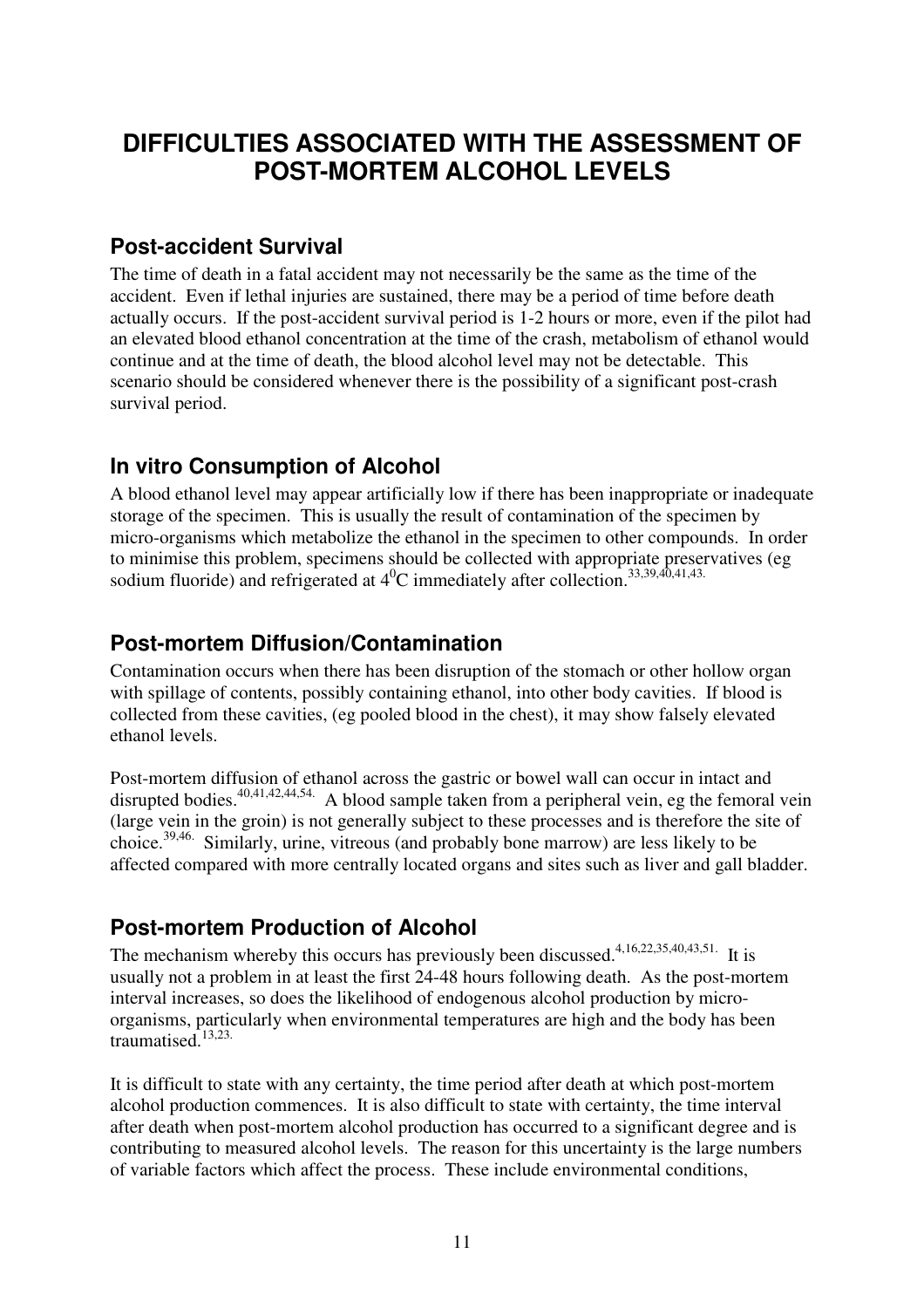# DIFFICULTIES ASSOCIATED WITH THE ASSESSMENT OF POST-MORTEM ALCOHOL LEVELS

## Post-accident Survival

The time of death in a fatal accident may not necessarily be the same as the time of the accident. Even if lethal injuries are sustained, there may be a period of time before death actually occurs. If the post-accident survival period is 1-2 hours or more, even if the pilot had an elevated blood ethanol concentration at the time of the crash, metabolism of ethanol would continue and at the time of death, the blood alcohol level may not be detectable. This scenario should be considered whenever there is the possibility of a significant post-crash survival period.

## In vitro Consumption of Alcohol

A blood ethanol level may appear artificially low if there has been inappropriate or inadequate storage of the specimen. This is usually the result of contamination of the specimen by micro-organisms which metabolize the ethanol in the specimen to other compounds. In order to minimise this problem, specimens should be collected with appropriate preservatives (eg sodium fluoride) and refrigerated at $4^0$C immediately after collection.[33,39,40,41,43.]

## Post-mortem Diffusion/Contamination

Contamination occurs when there has been disruption of the stomach or other hollow organ with spillage of contents, possibly containing ethanol, into other body cavities. If blood is collected from these cavities, (eg pooled blood in the chest), it may show falsely elevated ethanol levels.

Post-mortem diffusion of ethanol across the gastric or bowel wall can occur in intact and disrupted bodies.[40,41,42,44,54.] A blood sample taken from a peripheral vein, eg the femoral vein (large vein in the groin) is not generally subject to these processes and is therefore the site of choice.[39,46.] Similarly, urine, vitreous (and probably bone marrow) are less likely to be affected compared with more centrally located organs and sites such as liver and gall bladder.

## Post-mortem Production of Alcohol

The mechanism whereby this occurs has previously been discussed.[4,16,22,35,40,43,51.] It is usually not a problem in at least the first 24-48 hours following death. As the post-mortem interval increases, so does the likelihood of endogenous alcohol production by micro-organisms, particularly when environmental temperatures are high and the body has been traumatised.[13,23.]

It is difficult to state with any certainty, the time period after death at which post-mortem alcohol production commences. It is also difficult to state with certainty, the time interval after death when post-mortem alcohol production has occurred to a significant degree and is contributing to measured alcohol levels. The reason for this uncertainty is the large numbers of variable factors which affect the process. These include environmental conditions,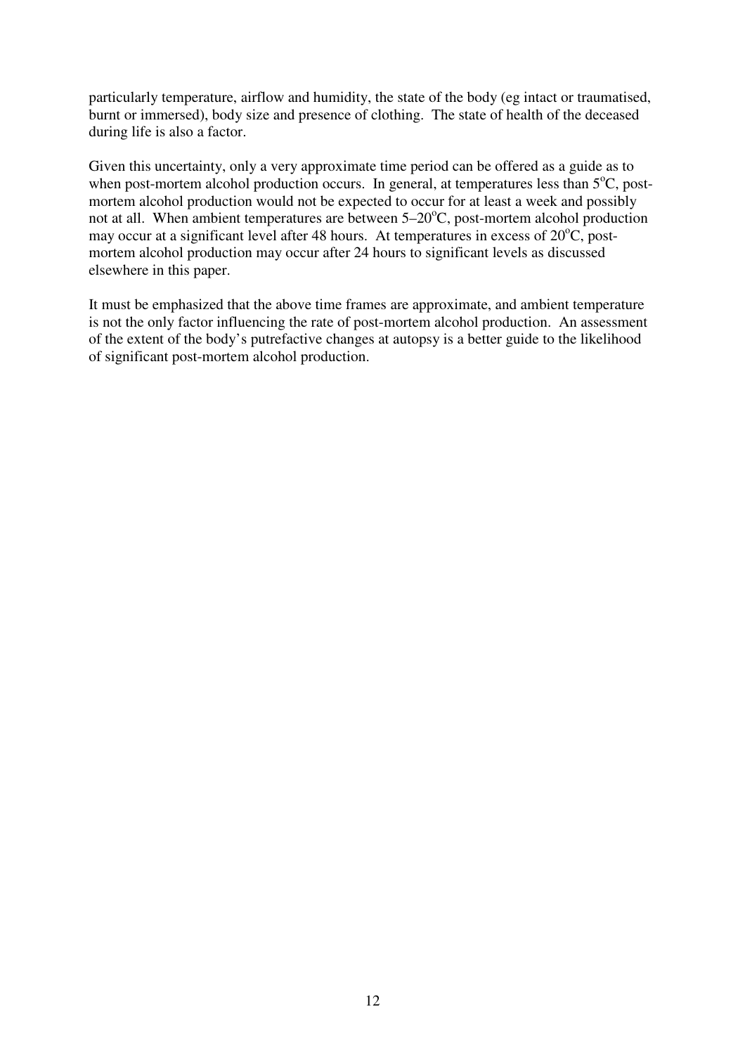particularly temperature, airflow and humidity, the state of the body (eg intact or traumatised, burnt or immersed), body size and presence of clothing. The state of health of the deceased during life is also a factor.

Given this uncertainty, only a very approximate time period can be offered as a guide as to when post-mortem alcohol production occurs. In general, at temperatures less than 5°C, post-mortem alcohol production would not be expected to occur for at least a week and possibly not at all. When ambient temperatures are between 5–20°C, post-mortem alcohol production may occur at a significant level after 48 hours. At temperatures in excess of 20°C, post-mortem alcohol production may occur after 24 hours to significant levels as discussed elsewhere in this paper.

It must be emphasized that the above time frames are approximate, and ambient temperature is not the only factor influencing the rate of post-mortem alcohol production. An assessment of the extent of the body's putrefactive changes at autopsy is a better guide to the likelihood of significant post-mortem alcohol production.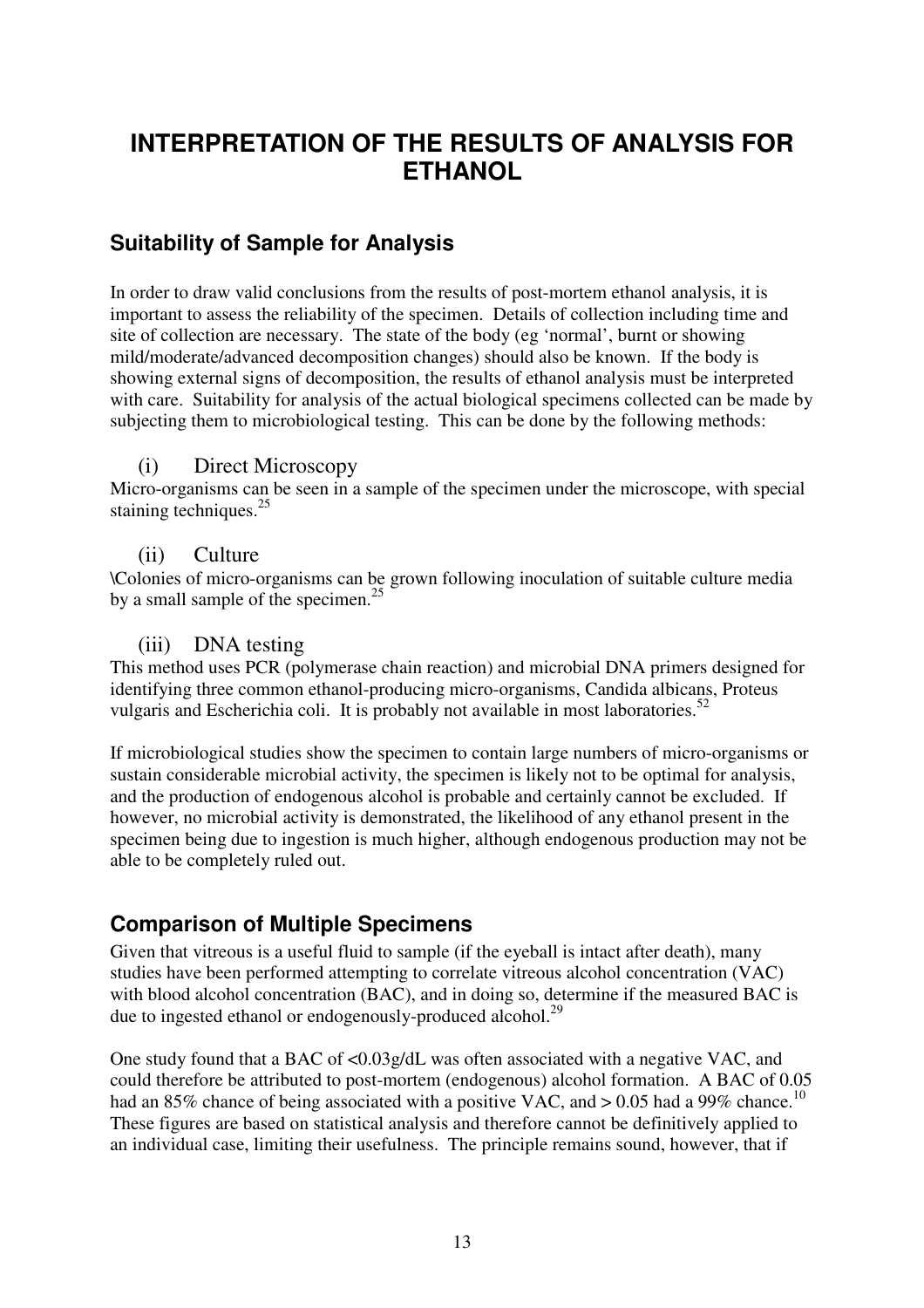# INTERPRETATION OF THE RESULTS OF ANALYSIS FOR ETHANOL

## Suitability of Sample for Analysis

In order to draw valid conclusions from the results of post-mortem ethanol analysis, it is important to assess the reliability of the specimen. Details of collection including time and site of collection are necessary. The state of the body (eg 'normal', burnt or showing mild/moderate/advanced decomposition changes) should also be known. If the body is showing external signs of decomposition, the results of ethanol analysis must be interpreted with care. Suitability for analysis of the actual biological specimens collected can be made by subjecting them to microbiological testing. This can be done by the following methods:

### (i) Direct Microscopy

Micro-organisms can be seen in a sample of the specimen under the microscope, with special staining techniques.[25]

### (ii) Culture

\Colonies of micro-organisms can be grown following inoculation of suitable culture media by a small sample of the specimen.[25]

### (iii) DNA testing

This method uses PCR (polymerase chain reaction) and microbial DNA primers designed for identifying three common ethanol-producing micro-organisms, Candida albicans, Proteus vulgaris and Escherichia coli. It is probably not available in most laboratories.[52]

If microbiological studies show the specimen to contain large numbers of micro-organisms or sustain considerable microbial activity, the specimen is likely not to be optimal for analysis, and the production of endogenous alcohol is probable and certainly cannot be excluded. If however, no microbial activity is demonstrated, the likelihood of any ethanol present in the specimen being due to ingestion is much higher, although endogenous production may not be able to be completely ruled out.

## Comparison of Multiple Specimens

Given that vitreous is a useful fluid to sample (if the eyeball is intact after death), many studies have been performed attempting to correlate vitreous alcohol concentration (VAC) with blood alcohol concentration (BAC), and in doing so, determine if the measured BAC is due to ingested ethanol or endogenously-produced alcohol.[29]

One study found that a BAC of <0.03g/dL was often associated with a negative VAC, and could therefore be attributed to post-mortem (endogenous) alcohol formation. A BAC of 0.05 had an 85% chance of being associated with a positive VAC, and > 0.05 had a 99% chance.[10] These figures are based on statistical analysis and therefore cannot be definitively applied to an individual case, limiting their usefulness. The principle remains sound, however, that if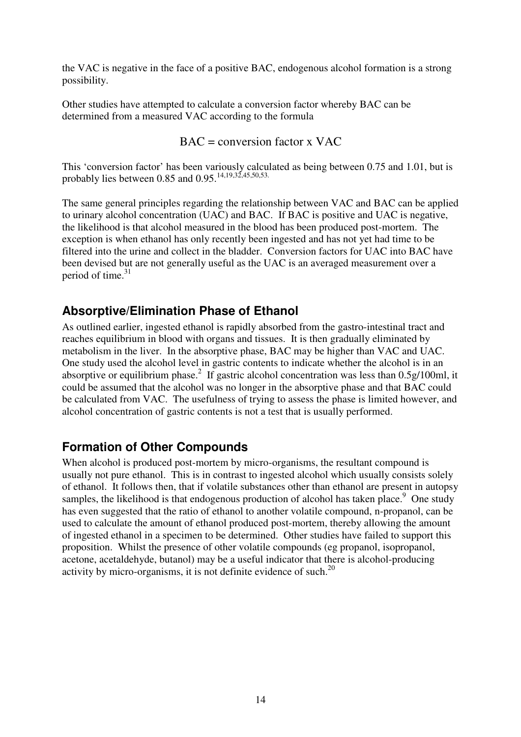the VAC is negative in the face of a positive BAC, endogenous alcohol formation is a strong possibility.

Other studies have attempted to calculate a conversion factor whereby BAC can be determined from a measured VAC according to the formula

$$\text{BAC} = \text{conversion factor} \times \text{VAC}$$

This 'conversion factor' has been variously calculated as being between 0.75 and 1.01, but is probably lies between 0.85 and 0.95.[14,19,32,45,50,53.]

The same general principles regarding the relationship between VAC and BAC can be applied to urinary alcohol concentration (UAC) and BAC. If BAC is positive and UAC is negative, the likelihood is that alcohol measured in the blood has been produced post-mortem. The exception is when ethanol has only recently been ingested and has not yet had time to be filtered into the urine and collect in the bladder. Conversion factors for UAC into BAC have been devised but are not generally useful as the UAC is an averaged measurement over a period of time.[31]

## Absorptive/Elimination Phase of Ethanol

As outlined earlier, ingested ethanol is rapidly absorbed from the gastro-intestinal tract and reaches equilibrium in blood with organs and tissues. It is then gradually eliminated by metabolism in the liver. In the absorptive phase, BAC may be higher than VAC and UAC. One study used the alcohol level in gastric contents to indicate whether the alcohol is in an absorptive or equilibrium phase.[2] If gastric alcohol concentration was less than 0.5g/100ml, it could be assumed that the alcohol was no longer in the absorptive phase and that BAC could be calculated from VAC. The usefulness of trying to assess the phase is limited however, and alcohol concentration of gastric contents is not a test that is usually performed.

## Formation of Other Compounds

When alcohol is produced post-mortem by micro-organisms, the resultant compound is usually not pure ethanol. This is in contrast to ingested alcohol which usually consists solely of ethanol. It follows then, that if volatile substances other than ethanol are present in autopsy samples, the likelihood is that endogenous production of alcohol has taken place.[9] One study has even suggested that the ratio of ethanol to another volatile compound, n-propanol, can be used to calculate the amount of ethanol produced post-mortem, thereby allowing the amount of ingested ethanol in a specimen to be determined. Other studies have failed to support this proposition. Whilst the presence of other volatile compounds (eg propanol, isopropanol, acetone, acetaldehyde, butanol) may be a useful indicator that there is alcohol-producing activity by micro-organisms, it is not definite evidence of such.[20]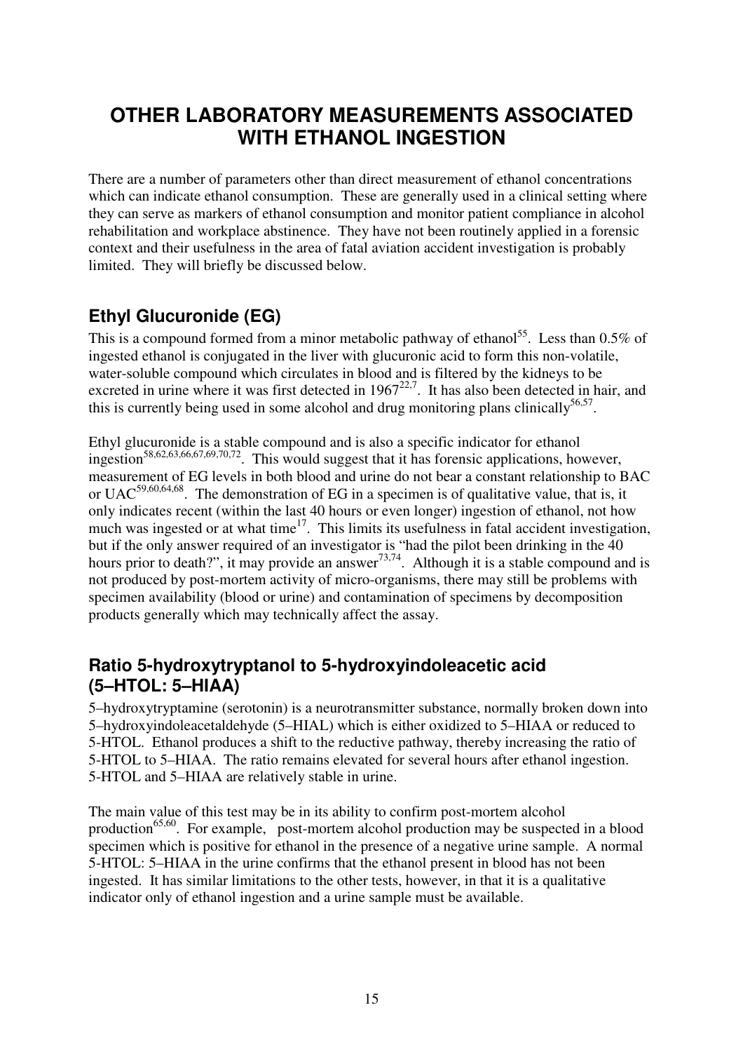# OTHER LABORATORY MEASUREMENTS ASSOCIATED WITH ETHANOL INGESTION

There are a number of parameters other than direct measurement of ethanol concentrations which can indicate ethanol consumption. These are generally used in a clinical setting where they can serve as markers of ethanol consumption and monitor patient compliance in alcohol rehabilitation and workplace abstinence. They have not been routinely applied in a forensic context and their usefulness in the area of fatal aviation accident investigation is probably limited. They will briefly be discussed below.

## Ethyl Glucuronide (EG)

This is a compound formed from a minor metabolic pathway of ethanol[55]. Less than 0.5% of ingested ethanol is conjugated in the liver with glucuronic acid to form this non-volatile, water-soluble compound which circulates in blood and is filtered by the kidneys to be excreted in urine where it was first detected in 1967[22,7]. It has also been detected in hair, and this is currently being used in some alcohol and drug monitoring plans clinically[56,57].

Ethyl glucuronide is a stable compound and is also a specific indicator for ethanol ingestion[58,62,63,66,67,69,70,72]. This would suggest that it has forensic applications, however, measurement of EG levels in both blood and urine do not bear a constant relationship to BAC or UAC[59,60,64,68]. The demonstration of EG in a specimen is of qualitative value, that is, it only indicates recent (within the last 40 hours or even longer) ingestion of ethanol, not how much was ingested or at what time[17]. This limits its usefulness in fatal accident investigation, but if the only answer required of an investigator is "had the pilot been drinking in the 40 hours prior to death?", it may provide an answer[73,74]. Although it is a stable compound and is not produced by post-mortem activity of micro-organisms, there may still be problems with specimen availability (blood or urine) and contamination of specimens by decomposition products generally which may technically affect the assay.

## Ratio 5-hydroxytryptanol to 5-hydroxyindoleacetic acid (5–HTOL: 5–HIAA)

5–hydroxytryptamine (serotonin) is a neurotransmitter substance, normally broken down into 5–hydroxyindoleacetaldehyde (5–HIAL) which is either oxidized to 5–HIAA or reduced to 5-HTOL. Ethanol produces a shift to the reductive pathway, thereby increasing the ratio of 5-HTOL to 5–HIAA. The ratio remains elevated for several hours after ethanol ingestion. 5-HTOL and 5–HIAA are relatively stable in urine.

The main value of this test may be in its ability to confirm post-mortem alcohol production[65,60]. For example, post-mortem alcohol production may be suspected in a blood specimen which is positive for ethanol in the presence of a negative urine sample. A normal 5-HTOL: 5–HIAA in the urine confirms that the ethanol present in blood has not been ingested. It has similar limitations to the other tests, however, in that it is a qualitative indicator only of ethanol ingestion and a urine sample must be available.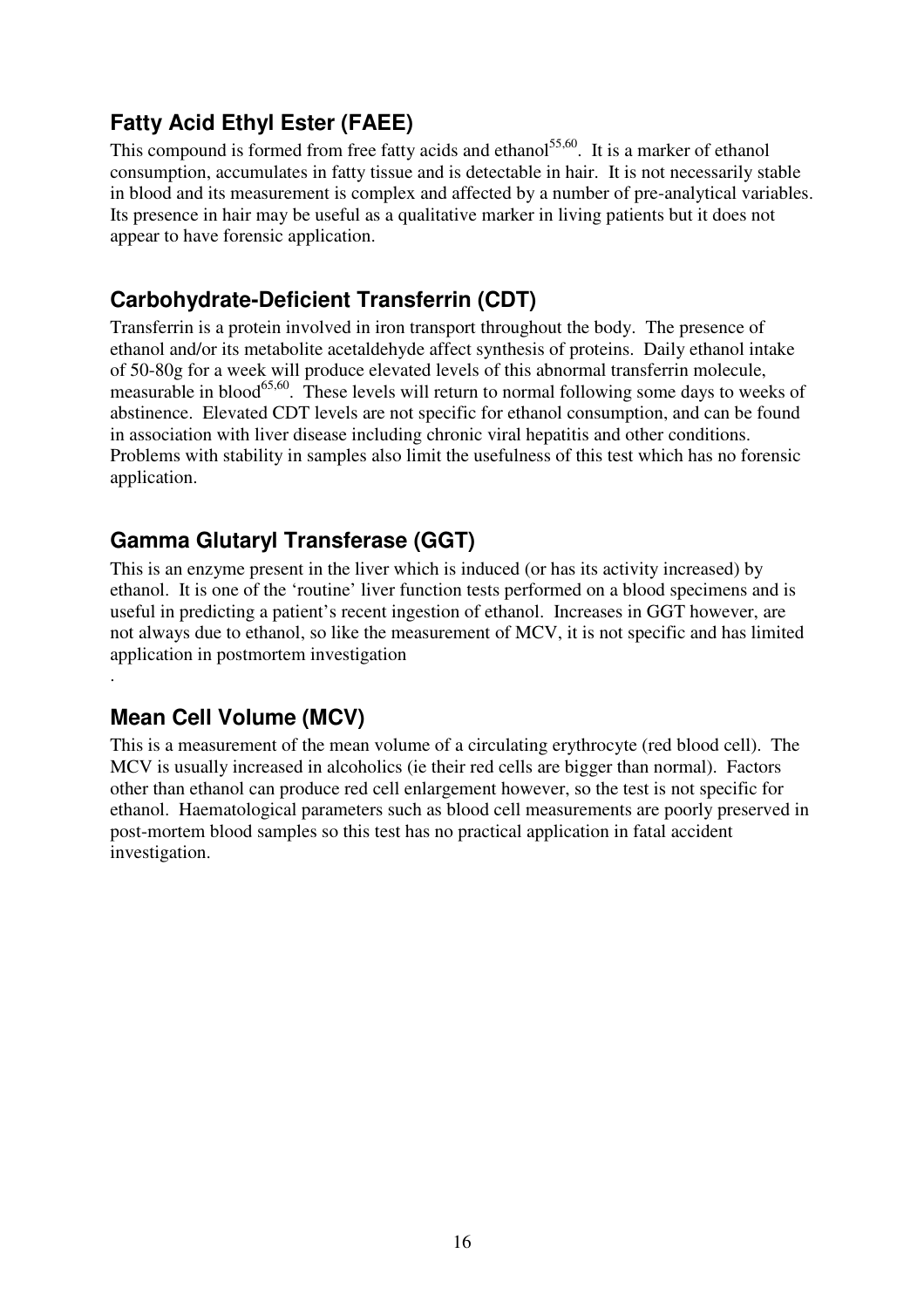## Fatty Acid Ethyl Ester (FAEE)

This compound is formed from free fatty acids and ethanol[55,60]. It is a marker of ethanol consumption, accumulates in fatty tissue and is detectable in hair. It is not necessarily stable in blood and its measurement is complex and affected by a number of pre-analytical variables. Its presence in hair may be useful as a qualitative marker in living patients but it does not appear to have forensic application.

## Carbohydrate-Deficient Transferrin (CDT)

Transferrin is a protein involved in iron transport throughout the body. The presence of ethanol and/or its metabolite acetaldehyde affect synthesis of proteins. Daily ethanol intake of 50-80g for a week will produce elevated levels of this abnormal transferrin molecule, measurable in blood[65,60]. These levels will return to normal following some days to weeks of abstinence. Elevated CDT levels are not specific for ethanol consumption, and can be found in association with liver disease including chronic viral hepatitis and other conditions. Problems with stability in samples also limit the usefulness of this test which has no forensic application.

## Gamma Glutaryl Transferase (GGT)

This is an enzyme present in the liver which is induced (or has its activity increased) by ethanol. It is one of the 'routine' liver function tests performed on a blood specimens and is useful in predicting a patient's recent ingestion of ethanol. Increases in GGT however, are not always due to ethanol, so like the measurement of MCV, it is not specific and has limited application in postmortem investigation

.

## Mean Cell Volume (MCV)

This is a measurement of the mean volume of a circulating erythrocyte (red blood cell). The MCV is usually increased in alcoholics (ie their red cells are bigger than normal). Factors other than ethanol can produce red cell enlargement however, so the test is not specific for ethanol. Haematological parameters such as blood cell measurements are poorly preserved in post-mortem blood samples so this test has no practical application in fatal accident investigation.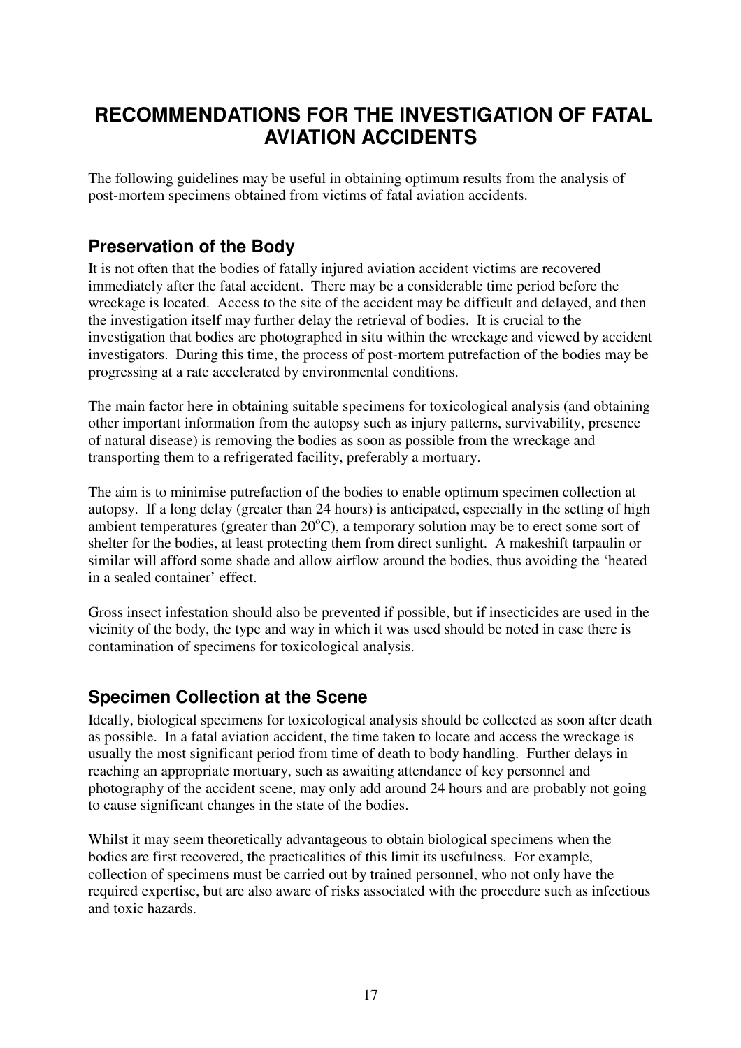# RECOMMENDATIONS FOR THE INVESTIGATION OF FATAL AVIATION ACCIDENTS

The following guidelines may be useful in obtaining optimum results from the analysis of post-mortem specimens obtained from victims of fatal aviation accidents.

## Preservation of the Body

It is not often that the bodies of fatally injured aviation accident victims are recovered immediately after the fatal accident. There may be a considerable time period before the wreckage is located. Access to the site of the accident may be difficult and delayed, and then the investigation itself may further delay the retrieval of bodies. It is crucial to the investigation that bodies are photographed in situ within the wreckage and viewed by accident investigators. During this time, the process of post-mortem putrefaction of the bodies may be progressing at a rate accelerated by environmental conditions.

The main factor here in obtaining suitable specimens for toxicological analysis (and obtaining other important information from the autopsy such as injury patterns, survivability, presence of natural disease) is removing the bodies as soon as possible from the wreckage and transporting them to a refrigerated facility, preferably a mortuary.

The aim is to minimise putrefaction of the bodies to enable optimum specimen collection at autopsy. If a long delay (greater than 24 hours) is anticipated, especially in the setting of high ambient temperatures (greater than 20$^{o}$C), a temporary solution may be to erect some sort of shelter for the bodies, at least protecting them from direct sunlight. A makeshift tarpaulin or similar will afford some shade and allow airflow around the bodies, thus avoiding the 'heated in a sealed container' effect.

Gross insect infestation should also be prevented if possible, but if insecticides are used in the vicinity of the body, the type and way in which it was used should be noted in case there is contamination of specimens for toxicological analysis.

## Specimen Collection at the Scene

Ideally, biological specimens for toxicological analysis should be collected as soon after death as possible. In a fatal aviation accident, the time taken to locate and access the wreckage is usually the most significant period from time of death to body handling. Further delays in reaching an appropriate mortuary, such as awaiting attendance of key personnel and photography of the accident scene, may only add around 24 hours and are probably not going to cause significant changes in the state of the bodies.

Whilst it may seem theoretically advantageous to obtain biological specimens when the bodies are first recovered, the practicalities of this limit its usefulness. For example, collection of specimens must be carried out by trained personnel, who not only have the required expertise, but are also aware of risks associated with the procedure such as infectious and toxic hazards.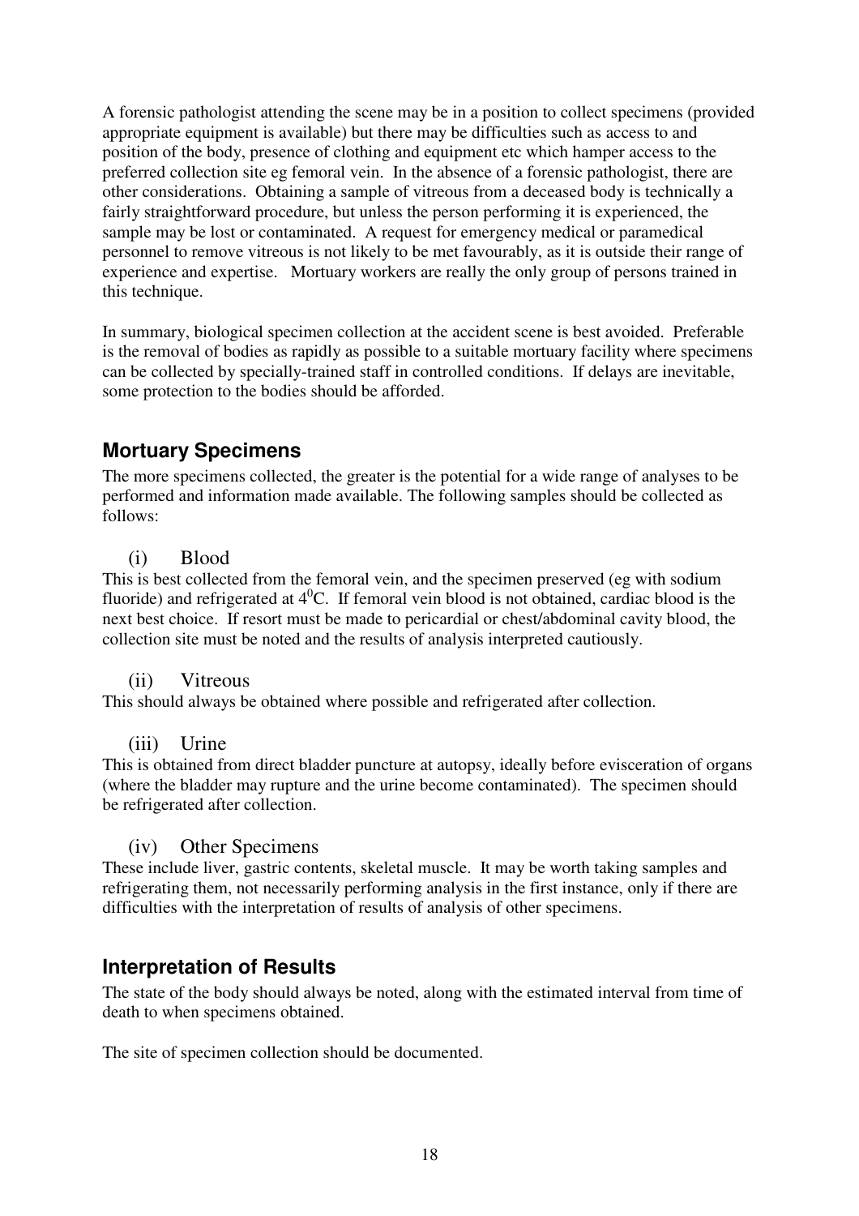A forensic pathologist attending the scene may be in a position to collect specimens (provided appropriate equipment is available) but there may be difficulties such as access to and position of the body, presence of clothing and equipment etc which hamper access to the preferred collection site eg femoral vein. In the absence of a forensic pathologist, there are other considerations. Obtaining a sample of vitreous from a deceased body is technically a fairly straightforward procedure, but unless the person performing it is experienced, the sample may be lost or contaminated. A request for emergency medical or paramedical personnel to remove vitreous is not likely to be met favourably, as it is outside their range of experience and expertise. Mortuary workers are really the only group of persons trained in this technique.

In summary, biological specimen collection at the accident scene is best avoided. Preferable is the removal of bodies as rapidly as possible to a suitable mortuary facility where specimens can be collected by specially-trained staff in controlled conditions. If delays are inevitable, some protection to the bodies should be afforded.

## Mortuary Specimens

The more specimens collected, the greater is the potential for a wide range of analyses to be performed and information made available. The following samples should be collected as follows:

### (i) Blood

This is best collected from the femoral vein, and the specimen preserved (eg with sodium fluoride) and refrigerated at $4^0$C. If femoral vein blood is not obtained, cardiac blood is the next best choice. If resort must be made to pericardial or chest/abdominal cavity blood, the collection site must be noted and the results of analysis interpreted cautiously.

### (ii) Vitreous

This should always be obtained where possible and refrigerated after collection.

### (iii) Urine

This is obtained from direct bladder puncture at autopsy, ideally before evisceration of organs (where the bladder may rupture and the urine become contaminated). The specimen should be refrigerated after collection.

### (iv) Other Specimens

These include liver, gastric contents, skeletal muscle. It may be worth taking samples and refrigerating them, not necessarily performing analysis in the first instance, only if there are difficulties with the interpretation of results of analysis of other specimens.

## Interpretation of Results

The state of the body should always be noted, along with the estimated interval from time of death to when specimens obtained.

The site of specimen collection should be documented.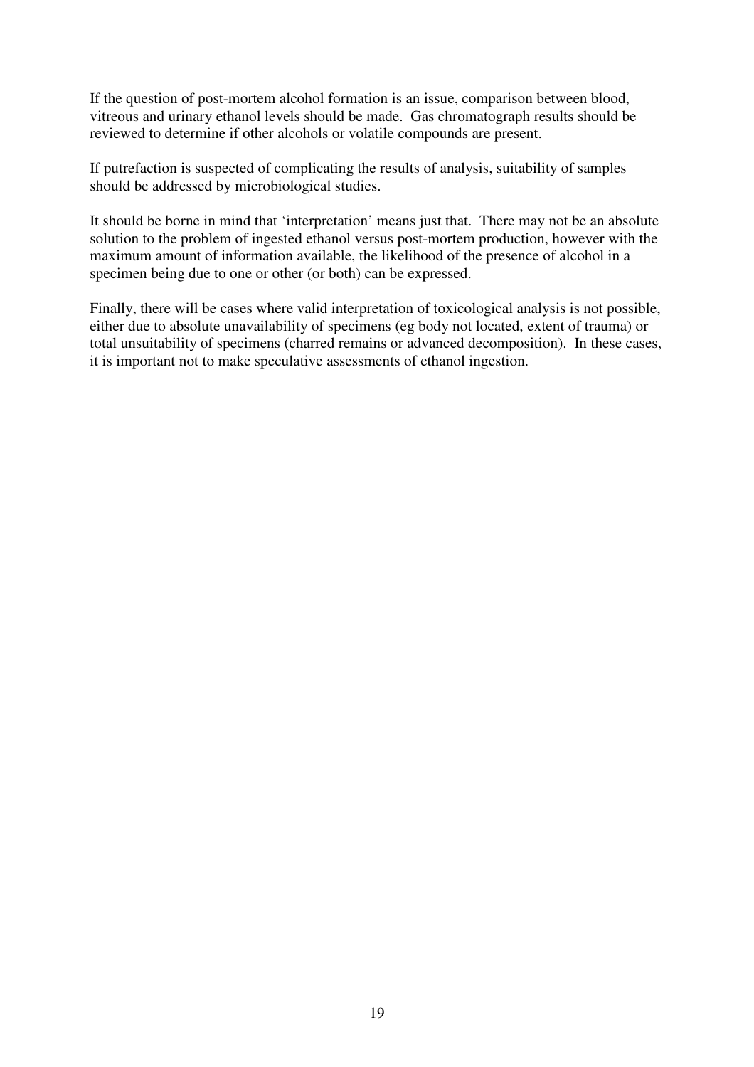If the question of post-mortem alcohol formation is an issue, comparison between blood, vitreous and urinary ethanol levels should be made. Gas chromatograph results should be reviewed to determine if other alcohols or volatile compounds are present.

If putrefaction is suspected of complicating the results of analysis, suitability of samples should be addressed by microbiological studies.

It should be borne in mind that 'interpretation' means just that. There may not be an absolute solution to the problem of ingested ethanol versus post-mortem production, however with the maximum amount of information available, the likelihood of the presence of alcohol in a specimen being due to one or other (or both) can be expressed.

Finally, there will be cases where valid interpretation of toxicological analysis is not possible, either due to absolute unavailability of specimens (eg body not located, extent of trauma) or total unsuitability of specimens (charred remains or advanced decomposition). In these cases, it is important not to make speculative assessments of ethanol ingestion.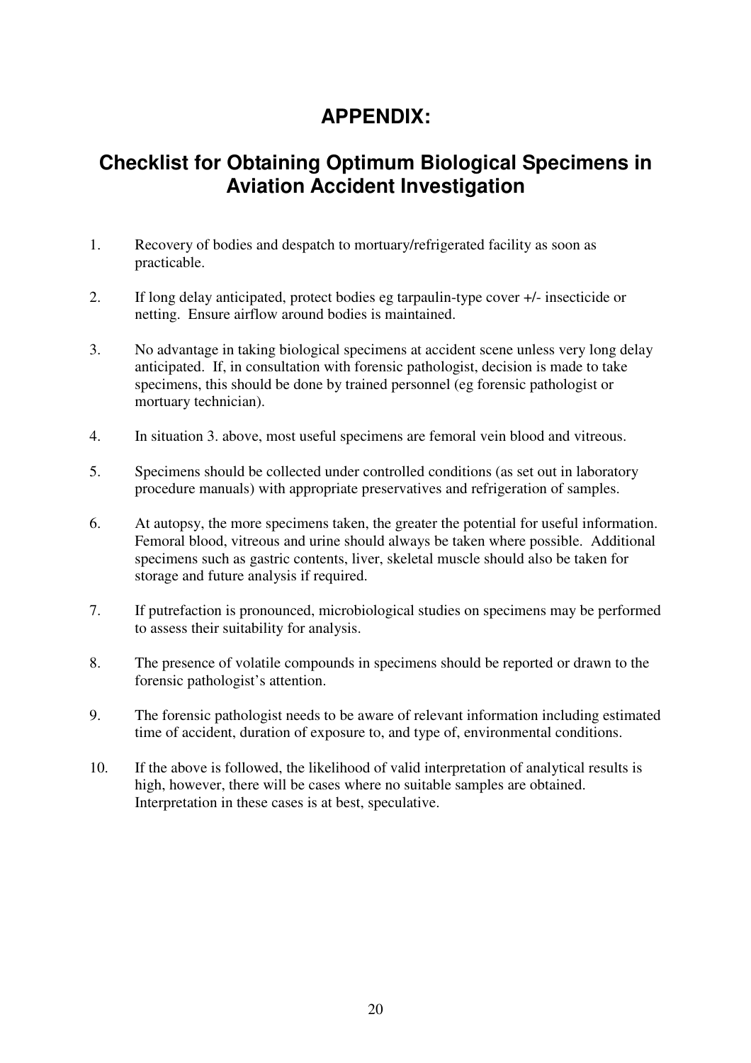# APPENDIX:

## Checklist for Obtaining Optimum Biological Specimens in Aviation Accident Investigation

1. Recovery of bodies and despatch to mortuary/refrigerated facility as soon as practicable.

2. If long delay anticipated, protect bodies eg tarpaulin-type cover +/- insecticide or netting. Ensure airflow around bodies is maintained.

3. No advantage in taking biological specimens at accident scene unless very long delay anticipated. If, in consultation with forensic pathologist, decision is made to take specimens, this should be done by trained personnel (eg forensic pathologist or mortuary technician).

4. In situation 3. above, most useful specimens are femoral vein blood and vitreous.

5. Specimens should be collected under controlled conditions (as set out in laboratory procedure manuals) with appropriate preservatives and refrigeration of samples.

6. At autopsy, the more specimens taken, the greater the potential for useful information. Femoral blood, vitreous and urine should always be taken where possible. Additional specimens such as gastric contents, liver, skeletal muscle should also be taken for storage and future analysis if required.

7. If putrefaction is pronounced, microbiological studies on specimens may be performed to assess their suitability for analysis.

8. The presence of volatile compounds in specimens should be reported or drawn to the forensic pathologist's attention.

9. The forensic pathologist needs to be aware of relevant information including estimated time of accident, duration of exposure to, and type of, environmental conditions.

10. If the above is followed, the likelihood of valid interpretation of analytical results is high, however, there will be cases where no suitable samples are obtained. Interpretation in these cases is at best, speculative.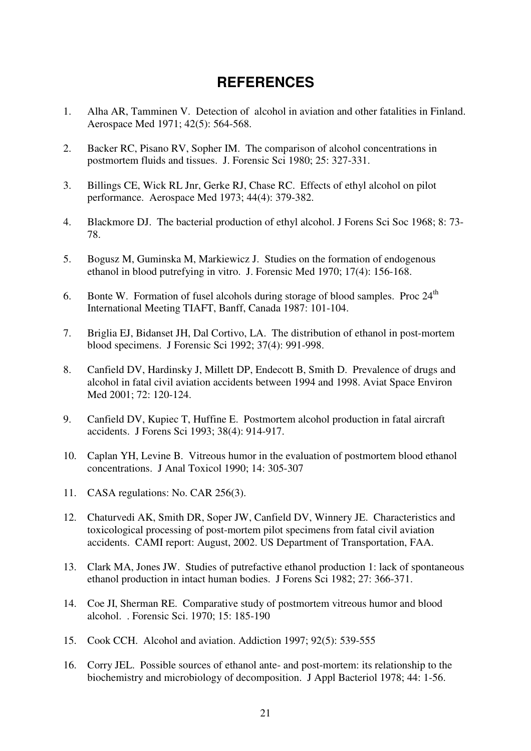# REFERENCES

1. Alha AR, Tamminen V. Detection of alcohol in aviation and other fatalities in Finland. Aerospace Med 1971; 42(5): 564-568.

2. Backer RC, Pisano RV, Sopher IM. The comparison of alcohol concentrations in postmortem fluids and tissues. J. Forensic Sci 1980; 25: 327-331.

3. Billings CE, Wick RL Jnr, Gerke RJ, Chase RC. Effects of ethyl alcohol on pilot performance. Aerospace Med 1973; 44(4): 379-382.

4. Blackmore DJ. The bacterial production of ethyl alcohol. J Forens Sci Soc 1968; 8: 73-78.

5. Bogusz M, Guminska M, Markiewicz J. Studies on the formation of endogenous ethanol in blood putrefying in vitro. J. Forensic Med 1970; 17(4): 156-168.

6. Bonte W. Formation of fusel alcohols during storage of blood samples. Proc 24th International Meeting TIAFT, Banff, Canada 1987: 101-104.

7. Briglia EJ, Bidanset JH, Dal Cortivo, LA. The distribution of ethanol in post-mortem blood specimens. J Forensic Sci 1992; 37(4): 991-998.

8. Canfield DV, Hardinsky J, Millett DP, Endecott B, Smith D. Prevalence of drugs and alcohol in fatal civil aviation accidents between 1994 and 1998. Aviat Space Environ Med 2001; 72: 120-124.

9. Canfield DV, Kupiec T, Huffine E. Postmortem alcohol production in fatal aircraft accidents. J Forens Sci 1993; 38(4): 914-917.

10. Caplan YH, Levine B. Vitreous humor in the evaluation of postmortem blood ethanol concentrations. J Anal Toxicol 1990; 14: 305-307

11. CASA regulations: No. CAR 256(3).

12. Chaturvedi AK, Smith DR, Soper JW, Canfield DV, Winnery JE. Characteristics and toxicological processing of post-mortem pilot specimens from fatal civil aviation accidents. CAMI report: August, 2002. US Department of Transportation, FAA.

13. Clark MA, Jones JW. Studies of putrefactive ethanol production 1: lack of spontaneous ethanol production in intact human bodies. J Forens Sci 1982; 27: 366-371.

14. Coe JI, Sherman RE. Comparative study of postmortem vitreous humor and blood alcohol. . Forensic Sci. 1970; 15: 185-190

15. Cook CCH. Alcohol and aviation. Addiction 1997; 92(5): 539-555

16. Corry JEL. Possible sources of ethanol ante- and post-mortem: its relationship to the biochemistry and microbiology of decomposition. J Appl Bacteriol 1978; 44: 1-56.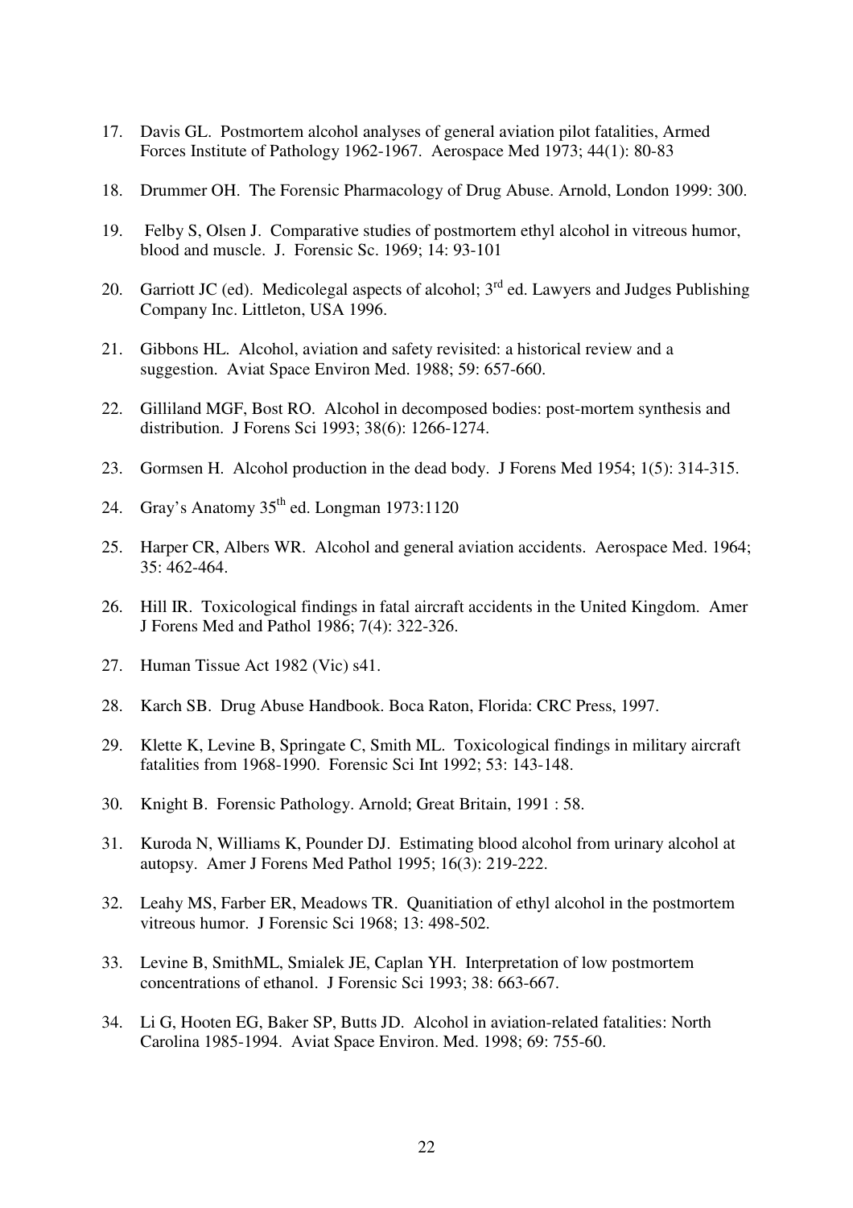17. Davis GL. Postmortem alcohol analyses of general aviation pilot fatalities, Armed Forces Institute of Pathology 1962-1967. Aerospace Med 1973; 44(1): 80-83

18. Drummer OH. The Forensic Pharmacology of Drug Abuse. Arnold, London 1999: 300.

19. Felby S, Olsen J. Comparative studies of postmortem ethyl alcohol in vitreous humor, blood and muscle. J. Forensic Sc. 1969; 14: 93-101

20. Garriott JC (ed). Medicolegal aspects of alcohol; 3rd ed. Lawyers and Judges Publishing Company Inc. Littleton, USA 1996.

21. Gibbons HL. Alcohol, aviation and safety revisited: a historical review and a suggestion. Aviat Space Environ Med. 1988; 59: 657-660.

22. Gilliland MGF, Bost RO. Alcohol in decomposed bodies: post-mortem synthesis and distribution. J Forens Sci 1993; 38(6): 1266-1274.

23. Gormsen H. Alcohol production in the dead body. J Forens Med 1954; 1(5): 314-315.

24. Gray's Anatomy 35th ed. Longman 1973:1120

25. Harper CR, Albers WR. Alcohol and general aviation accidents. Aerospace Med. 1964; 35: 462-464.

26. Hill IR. Toxicological findings in fatal aircraft accidents in the United Kingdom. Amer J Forens Med and Pathol 1986; 7(4): 322-326.

27. Human Tissue Act 1982 (Vic) s41.

28. Karch SB. Drug Abuse Handbook. Boca Raton, Florida: CRC Press, 1997.

29. Klette K, Levine B, Springate C, Smith ML. Toxicological findings in military aircraft fatalities from 1968-1990. Forensic Sci Int 1992; 53: 143-148.

30. Knight B. Forensic Pathology. Arnold; Great Britain, 1991 : 58.

31. Kuroda N, Williams K, Pounder DJ. Estimating blood alcohol from urinary alcohol at autopsy. Amer J Forens Med Pathol 1995; 16(3): 219-222.

32. Leahy MS, Farber ER, Meadows TR. Quanitiation of ethyl alcohol in the postmortem vitreous humor. J Forensic Sci 1968; 13: 498-502.

33. Levine B, SmithML, Smialek JE, Caplan YH. Interpretation of low postmortem concentrations of ethanol. J Forensic Sci 1993; 38: 663-667.

34. Li G, Hooten EG, Baker SP, Butts JD. Alcohol in aviation-related fatalities: North Carolina 1985-1994. Aviat Space Environ. Med. 1998; 69: 755-60.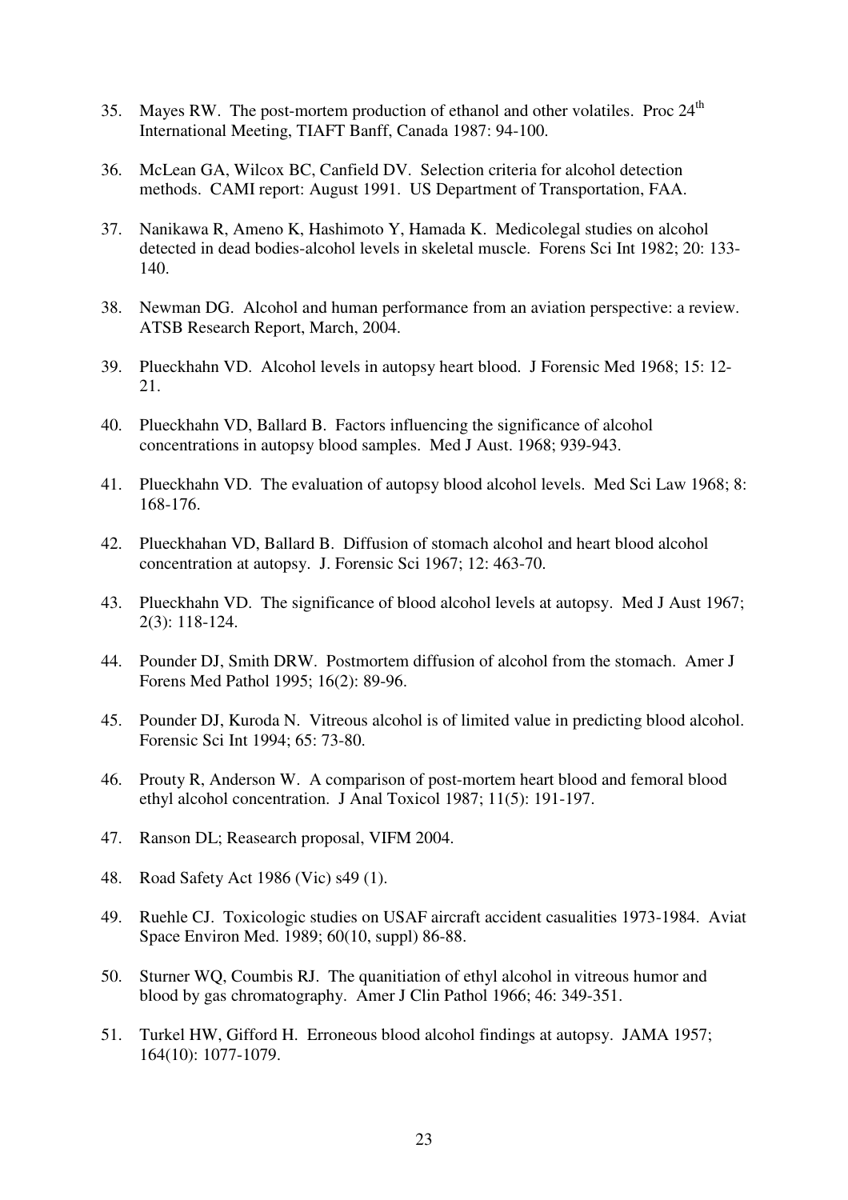35. Mayes RW. The post-mortem production of ethanol and other volatiles. Proc 24[th] International Meeting, TIAFT Banff, Canada 1987: 94-100.

36. McLean GA, Wilcox BC, Canfield DV. Selection criteria for alcohol detection methods. CAMI report: August 1991. US Department of Transportation, FAA.

37. Nanikawa R, Ameno K, Hashimoto Y, Hamada K. Medicolegal studies on alcohol detected in dead bodies-alcohol levels in skeletal muscle. Forens Sci Int 1982; 20: 133-140.

38. Newman DG. Alcohol and human performance from an aviation perspective: a review. ATSB Research Report, March, 2004.

39. Plueckhahn VD. Alcohol levels in autopsy heart blood. J Forensic Med 1968; 15: 12-21.

40. Plueckhahn VD, Ballard B. Factors influencing the significance of alcohol concentrations in autopsy blood samples. Med J Aust. 1968; 939-943.

41. Plueckhahn VD. The evaluation of autopsy blood alcohol levels. Med Sci Law 1968; 8: 168-176.

42. Plueckhahan VD, Ballard B. Diffusion of stomach alcohol and heart blood alcohol concentration at autopsy. J. Forensic Sci 1967; 12: 463-70.

43. Plueckhahn VD. The significance of blood alcohol levels at autopsy. Med J Aust 1967; 2(3): 118-124.

44. Pounder DJ, Smith DRW. Postmortem diffusion of alcohol from the stomach. Amer J Forens Med Pathol 1995; 16(2): 89-96.

45. Pounder DJ, Kuroda N. Vitreous alcohol is of limited value in predicting blood alcohol. Forensic Sci Int 1994; 65: 73-80.

46. Prouty R, Anderson W. A comparison of post-mortem heart blood and femoral blood ethyl alcohol concentration. J Anal Toxicol 1987; 11(5): 191-197.

47. Ranson DL; Reasearch proposal, VIFM 2004.

48. Road Safety Act 1986 (Vic) s49 (1).

49. Ruehle CJ. Toxicologic studies on USAF aircraft accident casualities 1973-1984. Aviat Space Environ Med. 1989; 60(10, suppl) 86-88.

50. Sturner WQ, Coumbis RJ. The quanitiation of ethyl alcohol in vitreous humor and blood by gas chromatography. Amer J Clin Pathol 1966; 46: 349-351.

51. Turkel HW, Gifford H. Erroneous blood alcohol findings at autopsy. JAMA 1957; 164(10): 1077-1079.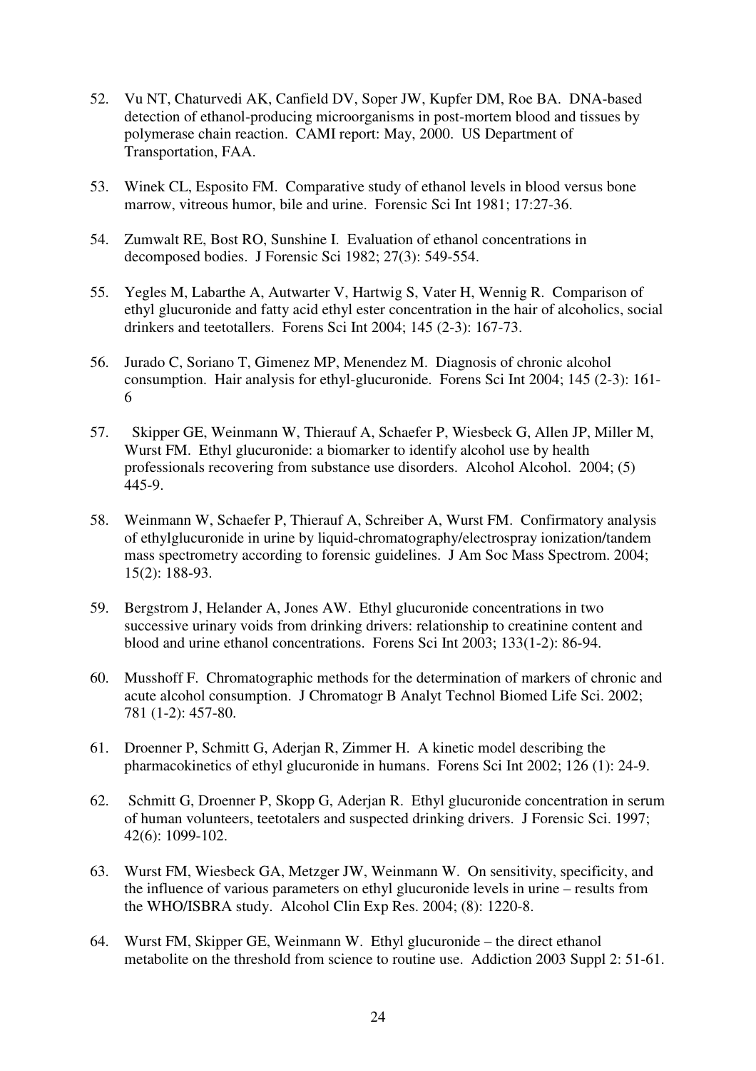52. Vu NT, Chaturvedi AK, Canfield DV, Soper JW, Kupfer DM, Roe BA. DNA-based detection of ethanol-producing microorganisms in post-mortem blood and tissues by polymerase chain reaction. CAMI report: May, 2000. US Department of Transportation, FAA.

53. Winek CL, Esposito FM. Comparative study of ethanol levels in blood versus bone marrow, vitreous humor, bile and urine. Forensic Sci Int 1981; 17:27-36.

54. Zumwalt RE, Bost RO, Sunshine I. Evaluation of ethanol concentrations in decomposed bodies. J Forensic Sci 1982; 27(3): 549-554.

55. Yegles M, Labarthe A, Autwarter V, Hartwig S, Vater H, Wennig R. Comparison of ethyl glucuronide and fatty acid ethyl ester concentration in the hair of alcoholics, social drinkers and teetotallers. Forens Sci Int 2004; 145 (2-3): 167-73.

56. Jurado C, Soriano T, Gimenez MP, Menendez M. Diagnosis of chronic alcohol consumption. Hair analysis for ethyl-glucuronide. Forens Sci Int 2004; 145 (2-3): 161-6

57. Skipper GE, Weinmann W, Thierauf A, Schaefer P, Wiesbeck G, Allen JP, Miller M, Wurst FM. Ethyl glucuronide: a biomarker to identify alcohol use by health professionals recovering from substance use disorders. Alcohol Alcohol. 2004; (5) 445-9.

58. Weinmann W, Schaefer P, Thierauf A, Schreiber A, Wurst FM. Confirmatory analysis of ethylglucuronide in urine by liquid-chromatography/electrospray ionization/tandem mass spectrometry according to forensic guidelines. J Am Soc Mass Spectrom. 2004; 15(2): 188-93.

59. Bergstrom J, Helander A, Jones AW. Ethyl glucuronide concentrations in two successive urinary voids from drinking drivers: relationship to creatinine content and blood and urine ethanol concentrations. Forens Sci Int 2003; 133(1-2): 86-94.

60. Musshoff F. Chromatographic methods for the determination of markers of chronic and acute alcohol consumption. J Chromatogr B Analyt Technol Biomed Life Sci. 2002; 781 (1-2): 457-80.

61. Droenner P, Schmitt G, Aderjan R, Zimmer H. A kinetic model describing the pharmacokinetics of ethyl glucuronide in humans. Forens Sci Int 2002; 126 (1): 24-9.

62. Schmitt G, Droenner P, Skopp G, Aderjan R. Ethyl glucuronide concentration in serum of human volunteers, teetotalers and suspected drinking drivers. J Forensic Sci. 1997; 42(6): 1099-102.

63. Wurst FM, Wiesbeck GA, Metzger JW, Weinmann W. On sensitivity, specificity, and the influence of various parameters on ethyl glucuronide levels in urine – results from the WHO/ISBRA study. Alcohol Clin Exp Res. 2004; (8): 1220-8.

64. Wurst FM, Skipper GE, Weinmann W. Ethyl glucuronide – the direct ethanol metabolite on the threshold from science to routine use. Addiction 2003 Suppl 2: 51-61.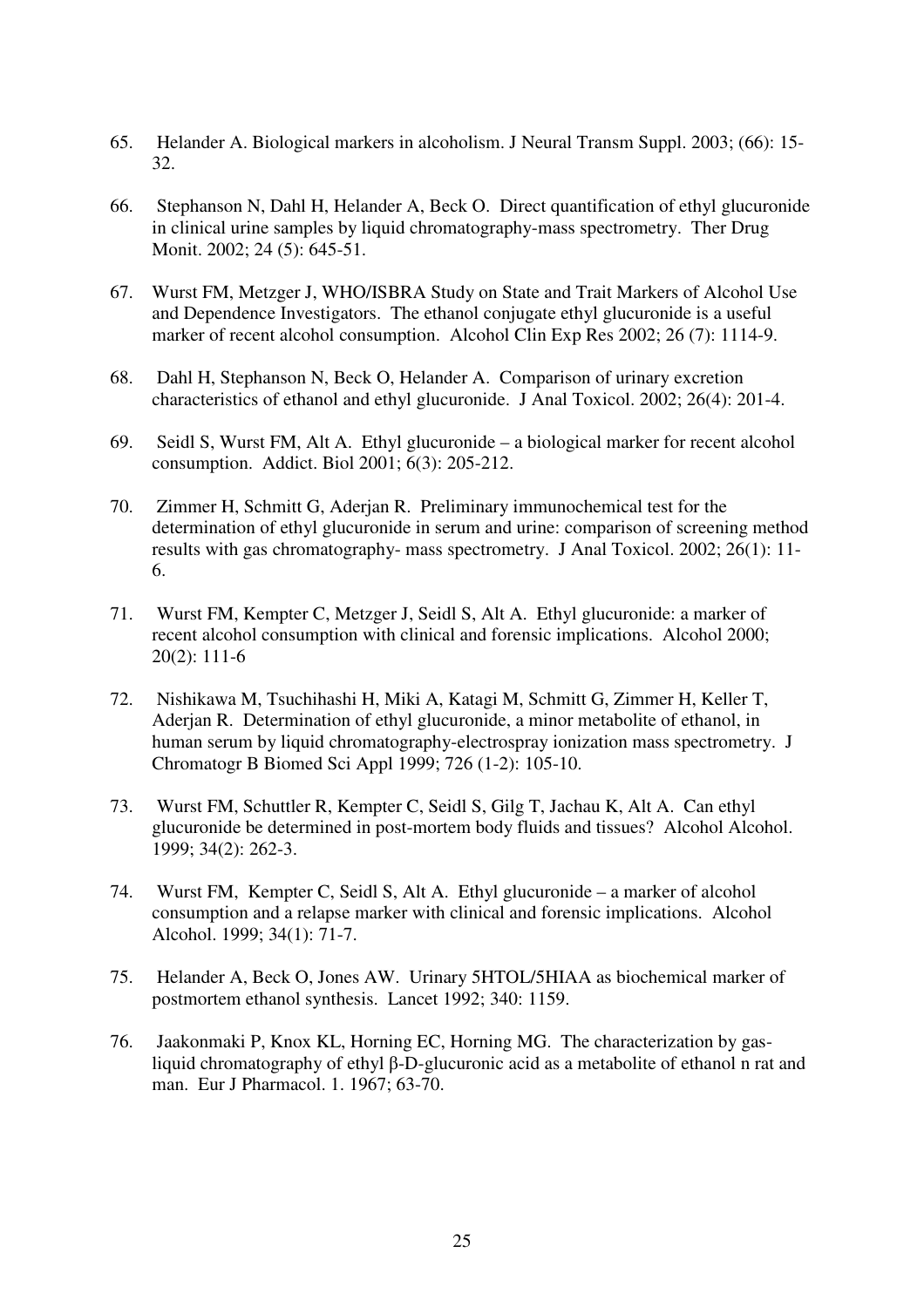65. Helander A. Biological markers in alcoholism. J Neural Transm Suppl. 2003; (66): 15-32.

66. Stephanson N, Dahl H, Helander A, Beck O. Direct quantification of ethyl glucuronide in clinical urine samples by liquid chromatography-mass spectrometry. Ther Drug Monit. 2002; 24 (5): 645-51.

67. Wurst FM, Metzger J, WHO/ISBRA Study on State and Trait Markers of Alcohol Use and Dependence Investigators. The ethanol conjugate ethyl glucuronide is a useful marker of recent alcohol consumption. Alcohol Clin Exp Res 2002; 26 (7): 1114-9.

68. Dahl H, Stephanson N, Beck O, Helander A. Comparison of urinary excretion characteristics of ethanol and ethyl glucuronide. J Anal Toxicol. 2002; 26(4): 201-4.

69. Seidl S, Wurst FM, Alt A. Ethyl glucuronide – a biological marker for recent alcohol consumption. Addict. Biol 2001; 6(3): 205-212.

70. Zimmer H, Schmitt G, Aderjan R. Preliminary immunochemical test for the determination of ethyl glucuronide in serum and urine: comparison of screening method results with gas chromatography- mass spectrometry. J Anal Toxicol. 2002; 26(1): 11-6.

71. Wurst FM, Kempter C, Metzger J, Seidl S, Alt A. Ethyl glucuronide: a marker of recent alcohol consumption with clinical and forensic implications. Alcohol 2000; 20(2): 111-6

72. Nishikawa M, Tsuchihashi H, Miki A, Katagi M, Schmitt G, Zimmer H, Keller T, Aderjan R. Determination of ethyl glucuronide, a minor metabolite of ethanol, in human serum by liquid chromatography-electrospray ionization mass spectrometry. J Chromatogr B Biomed Sci Appl 1999; 726 (1-2): 105-10.

73. Wurst FM, Schuttler R, Kempter C, Seidl S, Gilg T, Jachau K, Alt A. Can ethyl glucuronide be determined in post-mortem body fluids and tissues? Alcohol Alcohol. 1999; 34(2): 262-3.

74. Wurst FM, Kempter C, Seidl S, Alt A. Ethyl glucuronide – a marker of alcohol consumption and a relapse marker with clinical and forensic implications. Alcohol Alcohol. 1999; 34(1): 71-7.

75. Helander A, Beck O, Jones AW. Urinary 5HTOL/5HIAA as biochemical marker of postmortem ethanol synthesis. Lancet 1992; 340: 1159.

76. Jaakonmaki P, Knox KL, Horning EC, Horning MG. The characterization by gas-liquid chromatography of ethyl β-D-glucuronic acid as a metabolite of ethanol n rat and man. Eur J Pharmacol. 1. 1967; 63-70.